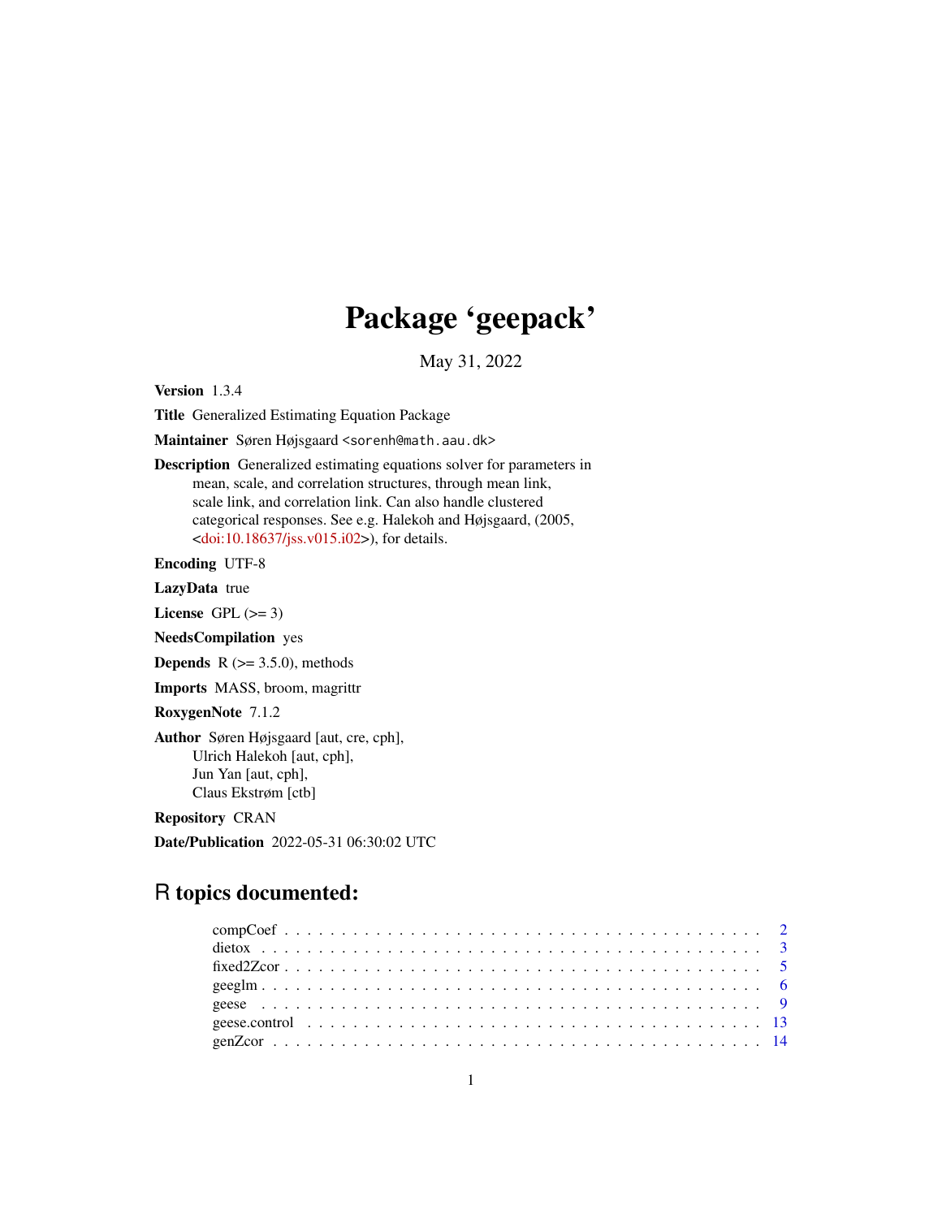# Package 'geepack'

May 31, 2022

**Version** 1.3.4

**Title** Generalized Estimating Equation Package

**Maintainer** Søren Højsgaard <sorenh@math.aau.dk>

**Description** Generalized estimating equations solver for parameters in mean, scale, and correlation structures, through mean link, scale link, and correlation link. Can also handle clustered categorical responses. See e.g. Halekoh and Højsgaard, (2005, <doi:10.18637/jss.v015.i02>), for details.

**Encoding** UTF-8

**LazyData** true

**License** GPL (>= 3)

**NeedsCompilation** yes

**Depends** R (>= 3.5.0), methods

**Imports** MASS, broom, magrittr

**RoxygenNote** 7.1.2

**Author** Søren Højsgaard [aut, cre, cph],
Ulrich Halekoh [aut, cph],
Jun Yan [aut, cph],
Claus Ekstrøm [ctb]

**Repository** CRAN

**Date/Publication** 2022-05-31 06:30:02 UTC

## R topics documented:

- compCoef . . . . . . . . . . 2
- dietox . . . . . . . . . . 3
- fixed2Zcor . . . . . . . . . . 5
- geeglm . . . . . . . . . . 6
- geese . . . . . . . . . . 9
- geese.control . . . . . . . . . . 13
- genZcor . . . . . . . . . . 14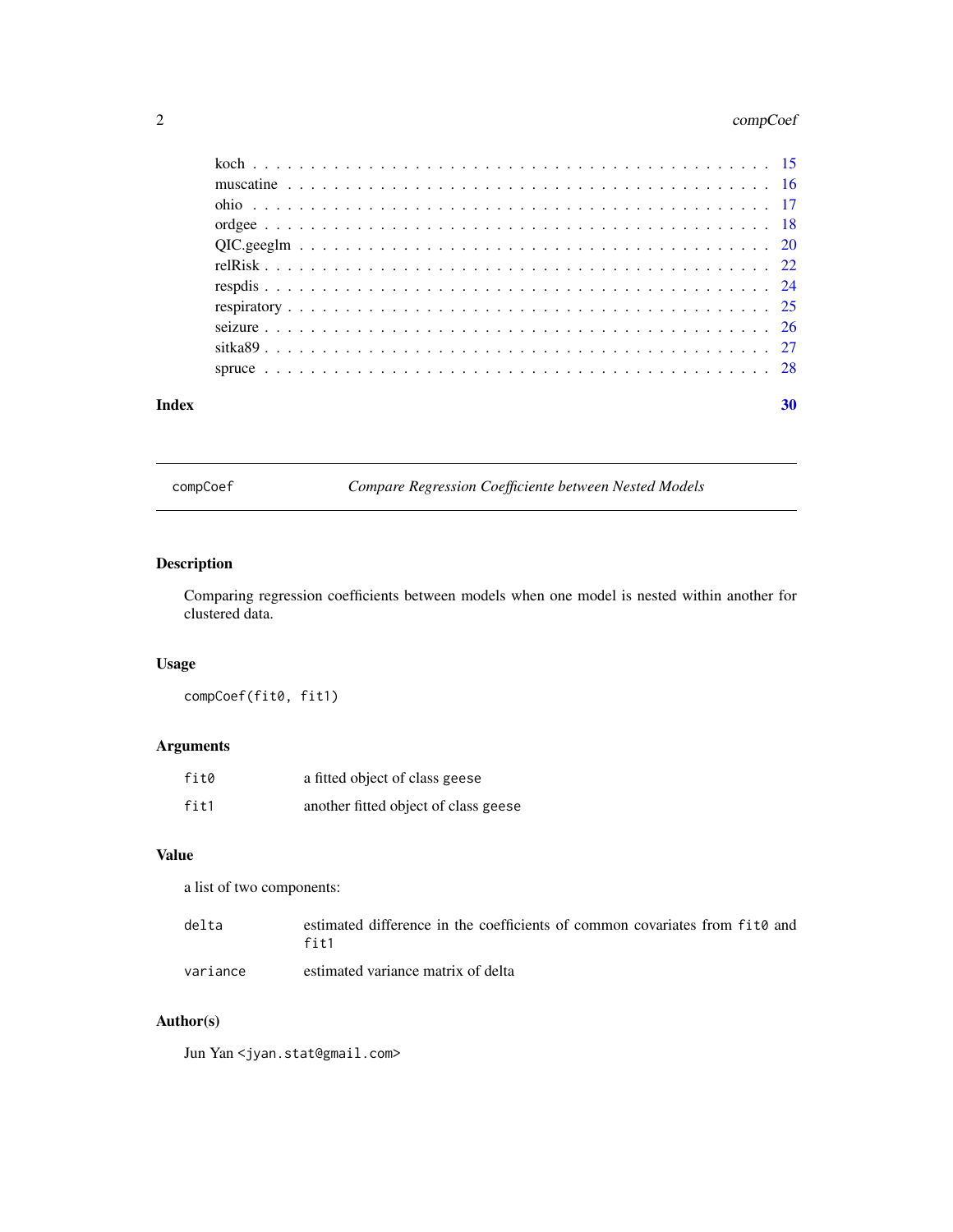| | |
|---|---|
| koch | 15 |
| muscatine | 16 |
| ohio | 17 |
| ordgee | 18 |
| QIC.geeglm | 20 |
| relRisk | 22 |
| respdis | 24 |
| respiratory | 25 |
| seizure | 26 |
| sitka89 | 27 |
| spruce | 28 |

**Index** **30**

---

`compCef` *Compare Regression Coefficiente between Nested Models*

---

## Description

Comparing regression coefficients between models when one model is nested within another for clustered data.

## Usage

```
compCoef(fit0, fit1)
```

## Arguments

| | |
|---|---|
| `fit0` | a fitted object of class `geese` |
| `fit1` | another fitted object of class `geese` |

## Value

a list of two components:

| | |
|---|---|
| `delta` | estimated difference in the coefficients of common covariates from `fit0` and `fit1` |
| `variance` | estimated variance matrix of delta |

## Author(s)

Jun Yan <jyan.stat@gmail.com>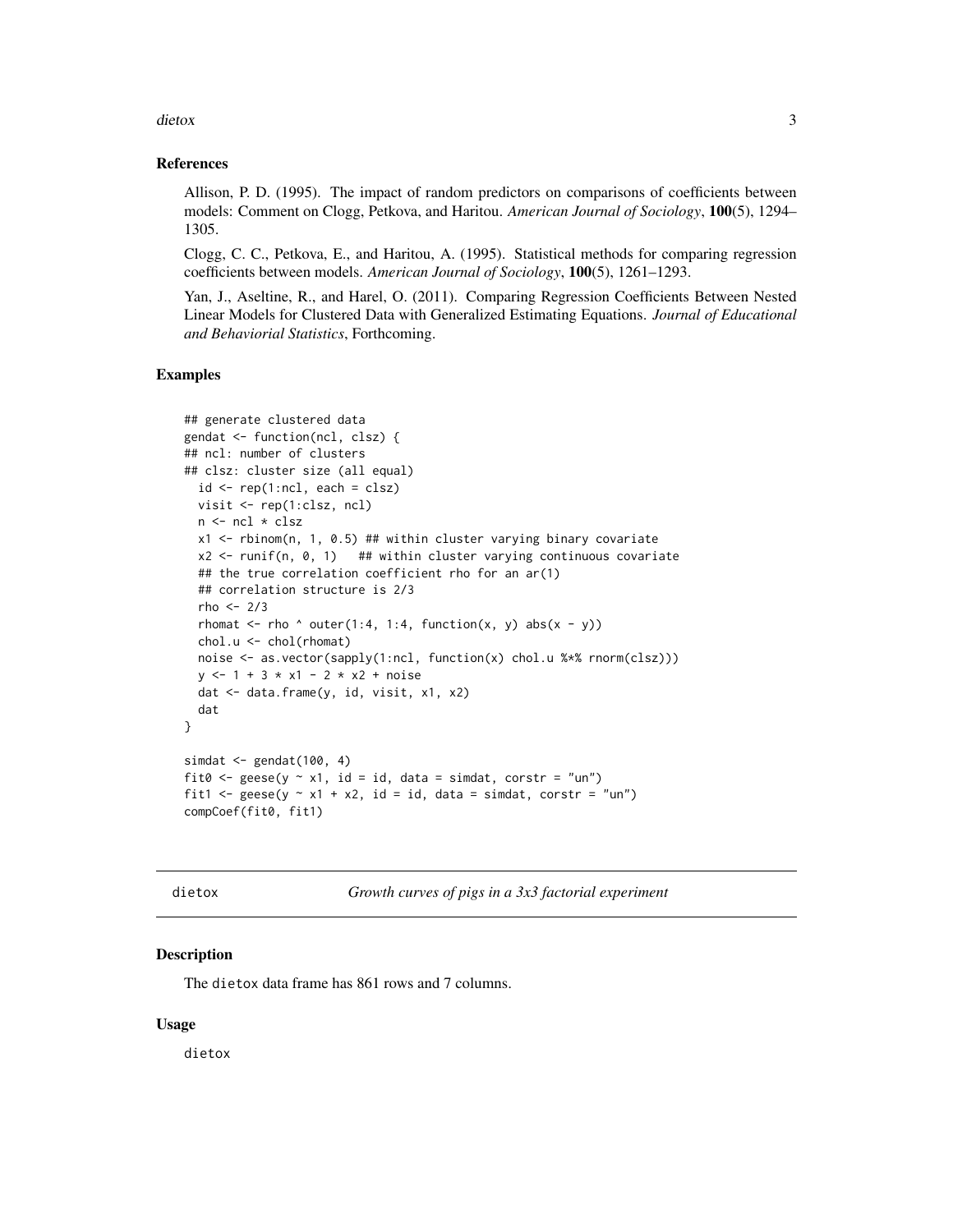### References

Allison, P. D. (1995). The impact of random predictors on comparisons of coefficients between models: Comment on Clogg, Petkova, and Haritou. *American Journal of Sociology*, **100**(5), 1294–1305.

Clogg, C. C., Petkova, E., and Haritou, A. (1995). Statistical methods for comparing regression coefficients between models. *American Journal of Sociology*, **100**(5), 1261–1293.

Yan, J., Aseltine, R., and Harel, O. (2011). Comparing Regression Coefficients Between Nested Linear Models for Clustered Data with Generalized Estimating Equations. *Journal of Educational and Behaviorial Statistics*, Forthcoming.

### Examples

```
## generate clustered data
gendat <- function(ncl, clsz) {
## ncl: number of clusters
## clsz: cluster size (all equal)
  id <- rep(1:ncl, each = clsz)
  visit <- rep(1:clsz, ncl)
  n <- ncl * clsz
  x1 <- rbinom(n, 1, 0.5) ## within cluster varying binary covariate
  x2 <- runif(n, 0, 1)   ## within cluster varying continuous covariate
  ## the true correlation coefficient rho for an ar(1)
  ## correlation structure is 2/3
  rho <- 2/3
  rhomat <- rho ^ outer(1:4, 1:4, function(x, y) abs(x - y))
  chol.u <- chol(rhomat)
  noise <- as.vector(sapply(1:ncl, function(x) chol.u %*% rnorm(clsz)))
  y <- 1 + 3 * x1 - 2 * x2 + noise
  dat <- data.frame(y, id, visit, x1, x2)
  dat
}

simdat <- gendat(100, 4)
fit0 <- geese(y ~ x1, id = id, data = simdat, corstr = "un")
fit1 <- geese(y ~ x1 + x2, id = id, data = simdat, corstr = "un")
compCoef(fit0, fit1)
```

## dietox — *Growth curves of pigs in a 3x3 factorial experiment*

### Description

The dietox data frame has 861 rows and 7 columns.

### Usage

dietox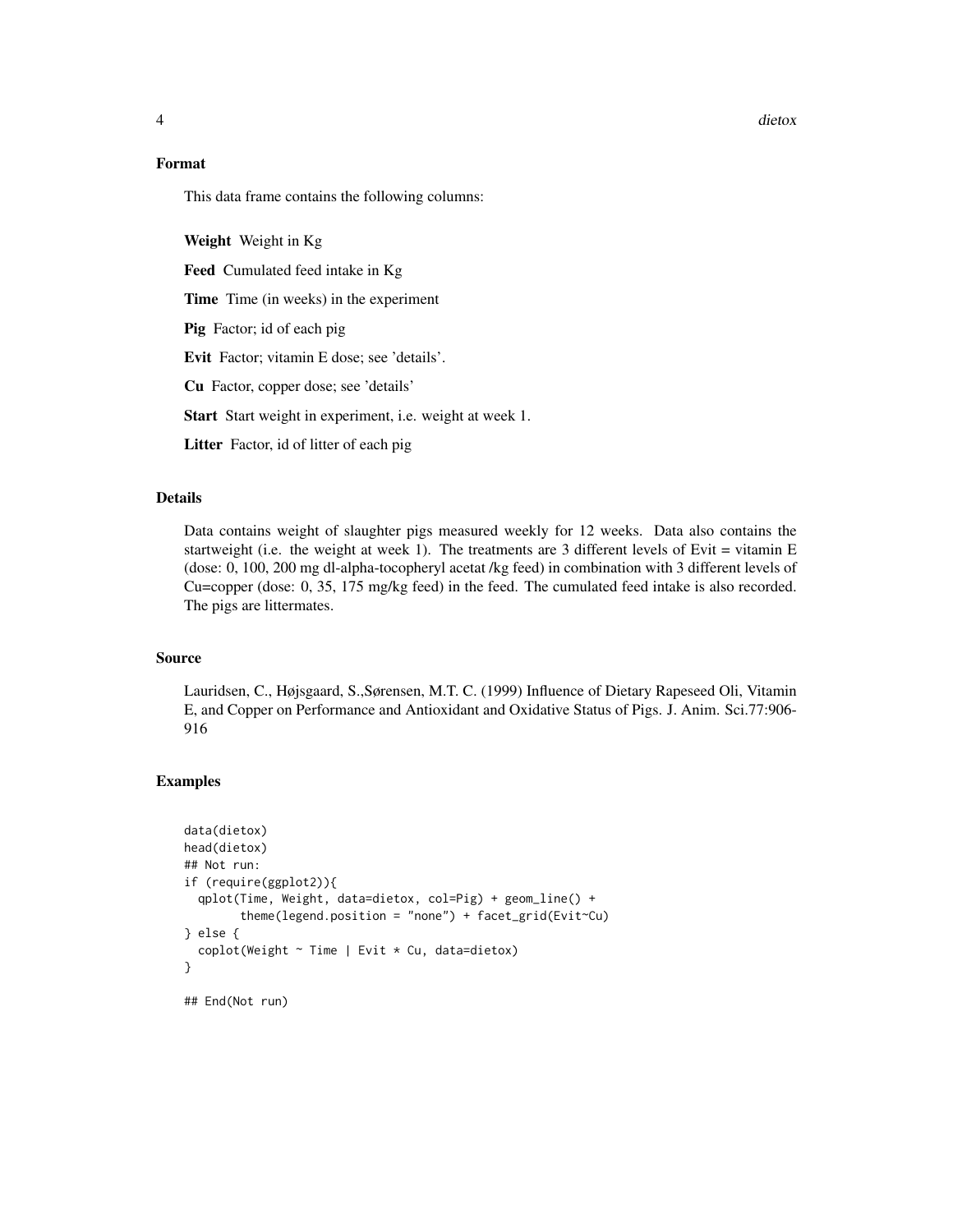## Format

This data frame contains the following columns:

**Weight** Weight in Kg

**Feed** Cumulated feed intake in Kg

**Time** Time (in weeks) in the experiment

**Pig** Factor; id of each pig

**Evit** Factor; vitamin E dose; see 'details'.

**Cu** Factor, copper dose; see 'details'

**Start** Start weight in experiment, i.e. weight at week 1.

**Litter** Factor, id of litter of each pig

## Details

Data contains weight of slaughter pigs measured weekly for 12 weeks. Data also contains the startweight (i.e. the weight at week 1). The treatments are 3 different levels of Evit = vitamin E (dose: 0, 100, 200 mg dl-alpha-tocopheryl acetat /kg feed) in combination with 3 different levels of Cu=copper (dose: 0, 35, 175 mg/kg feed) in the feed. The cumulated feed intake is also recorded. The pigs are littermates.

## Source

Lauridsen, C., Højsgaard, S.,Sørensen, M.T. C. (1999) Influence of Dietary Rapeseed Oli, Vitamin E, and Copper on Performance and Antioxidant and Oxidative Status of Pigs. J. Anim. Sci.77:906-916

## Examples

```
data(dietox)
head(dietox)
## Not run:
if (require(ggplot2)){
  qplot(Time, Weight, data=dietox, col=Pig) + geom_line() +
        theme(legend.position = "none") + facet_grid(Evit~Cu)
} else {
  coplot(Weight ~ Time | Evit * Cu, data=dietox)
}

## End(Not run)
```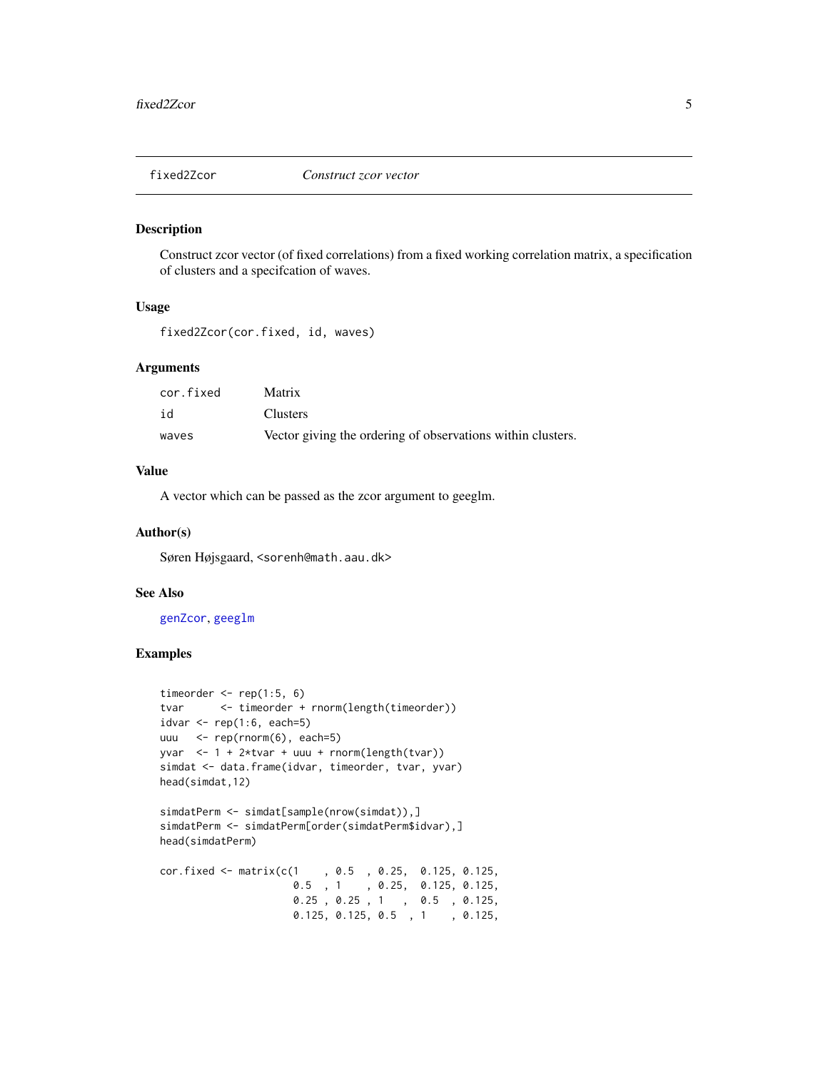## fixed2Zcor *Construct zcor vector*

### Description

Construct zcor vector (of fixed correlations) from a fixed working correlation matrix, a specification of clusters and a specifcation of waves.

### Usage

```
fixed2Zcor(cor.fixed, id, waves)
```

### Arguments

| | |
|---|---|
| `cor.fixed` | Matrix |
| `id` | Clusters |
| `waves` | Vector giving the ordering of observations within clusters. |

### Value

A vector which can be passed as the zcor argument to geeglm.

### Author(s)

Søren Højsgaard, <sorenh@math.aau.dk>

### See Also

genZcor, geeglm

### Examples

```
timeorder <- rep(1:5, 6)
tvar      <- timeorder + rnorm(length(timeorder))
idvar <- rep(1:6, each=5)
uuu   <- rep(rnorm(6), each=5)
yvar  <- 1 + 2*tvar + uuu + rnorm(length(tvar))
simdat <- data.frame(idvar, timeorder, tvar, yvar)
head(simdat,12)

simdatPerm <- simdat[sample(nrow(simdat)),]
simdatPerm <- simdatPerm[order(simdatPerm$idvar),]
head(simdatPerm)

cor.fixed <- matrix(c(1    , 0.5  , 0.25,  0.125, 0.125,
                      0.5  , 1    , 0.25,  0.125, 0.125,
                      0.25 , 0.25 , 1   ,  0.5  , 0.125,
                      0.125, 0.125, 0.5  , 1    , 0.125,
```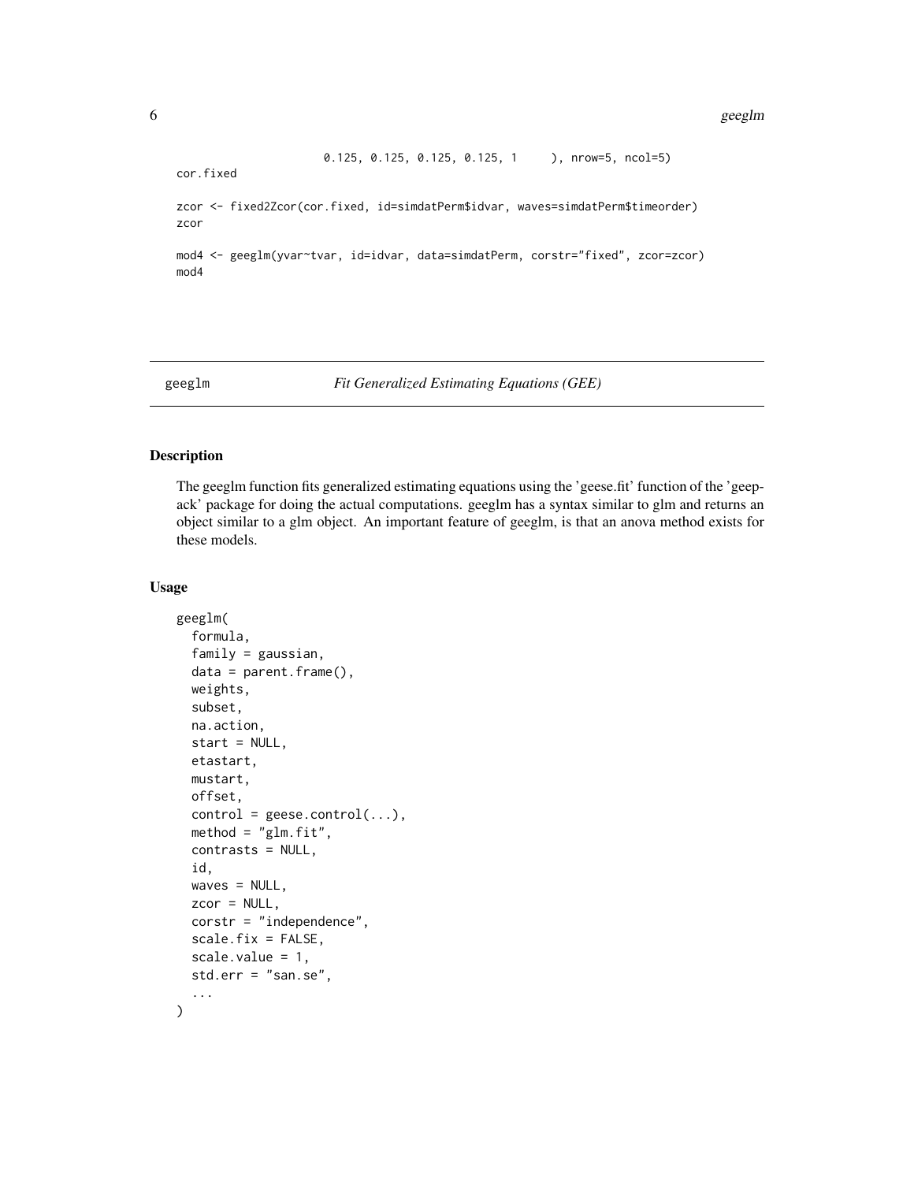```
                        0.125, 0.125, 0.125, 0.125, 1      ), nrow=5, ncol=5)
cor.fixed

zcor <- fixed2Zcor(cor.fixed, id=simdatPerm$idvar, waves=simdatPerm$timeorder)
zcor

mod4 <- geeglm(yvar~tvar, id=idvar, data=simdatPerm, corstr="fixed", zcor=zcor)
mod4
```

## geeglm *Fit Generalized Estimating Equations (GEE)*

### Description

The geeglm function fits generalized estimating equations using the 'geese.fit' function of the 'geepack' package for doing the actual computations. geeglm has a syntax similar to glm and returns an object similar to a glm object. An important feature of geeglm, is that an anova method exists for these models.

### Usage

```
geeglm(
  formula,
  family = gaussian,
  data = parent.frame(),
  weights,
  subset,
  na.action,
  start = NULL,
  etastart,
  mustart,
  offset,
  control = geese.control(...),
  method = "glm.fit",
  contrasts = NULL,
  id,
  waves = NULL,
  zcor = NULL,
  corstr = "independence",
  scale.fix = FALSE,
  scale.value = 1,
  std.err = "san.se",
  ...
)
```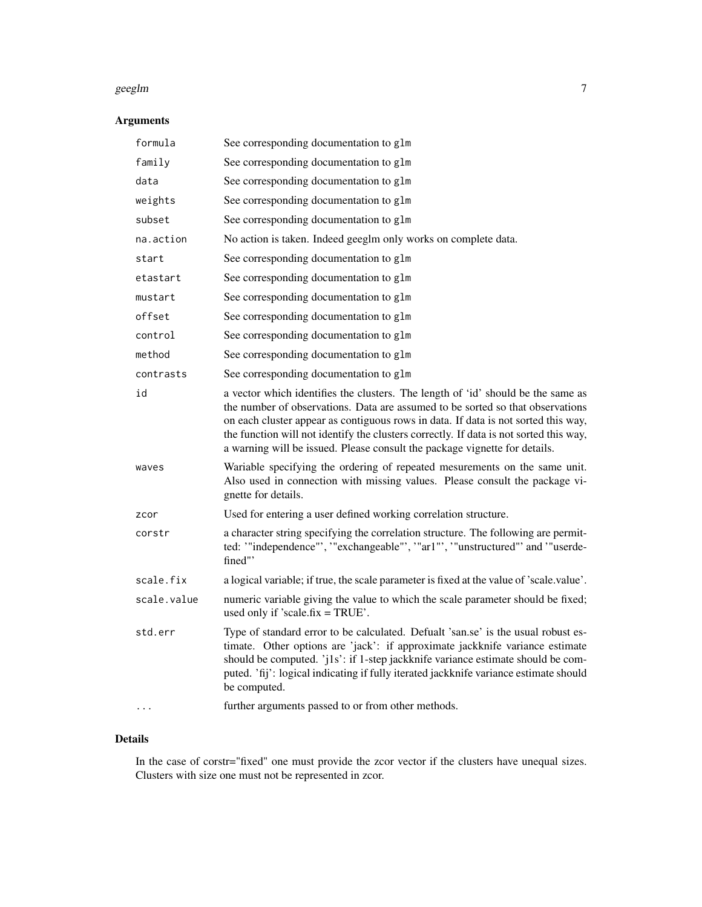## Arguments

| | |
|---|---|
| `formula` | See corresponding documentation to `glm` |
| `family` | See corresponding documentation to `glm` |
| `data` | See corresponding documentation to `glm` |
| `weights` | See corresponding documentation to `glm` |
| `subset` | See corresponding documentation to `glm` |
| `na.action` | No action is taken. Indeed geeglm only works on complete data. |
| `start` | See corresponding documentation to `glm` |
| `etastart` | See corresponding documentation to `glm` |
| `mustart` | See corresponding documentation to `glm` |
| `offset` | See corresponding documentation to `glm` |
| `control` | See corresponding documentation to `glm` |
| `method` | See corresponding documentation to `glm` |
| `contrasts` | See corresponding documentation to `glm` |
| `id` | a vector which identifies the clusters. The length of 'id' should be the same as the number of observations. Data are assumed to be sorted so that observations on each cluster appear as contiguous rows in data. If data is not sorted this way, the function will not identify the clusters correctly. If data is not sorted this way, a warning will be issued. Please consult the package vignette for details. |
| `waves` | Wariable specifying the ordering of repeated mesurements on the same unit. Also used in connection with missing values. Please consult the package vignette for details. |
| `zcor` | Used for entering a user defined working correlation structure. |
| `corstr` | a character string specifying the correlation structure. The following are permitted: '"independence"', '"exchangeable"', '"ar1"', '"unstructured"' and '"userdefined"' |
| `scale.fix` | a logical variable; if true, the scale parameter is fixed at the value of 'scale.value'. |
| `scale.value` | numeric variable giving the value to which the scale parameter should be fixed; used only if 'scale.fix = TRUE'. |
| `std.err` | Type of standard error to be calculated. Defualt 'san.se' is the usual robust estimate. Other options are 'jack': if approximate jackknife variance estimate should be computed. 'j1s': if 1-step jackknife variance estimate should be computed. 'fij': logical indicating if fully iterated jackknife variance estimate should be computed. |
| `...` | further arguments passed to or from other methods. |

## Details

In the case of corstr="fixed" one must provide the zcor vector if the clusters have unequal sizes. Clusters with size one must not be represented in zcor.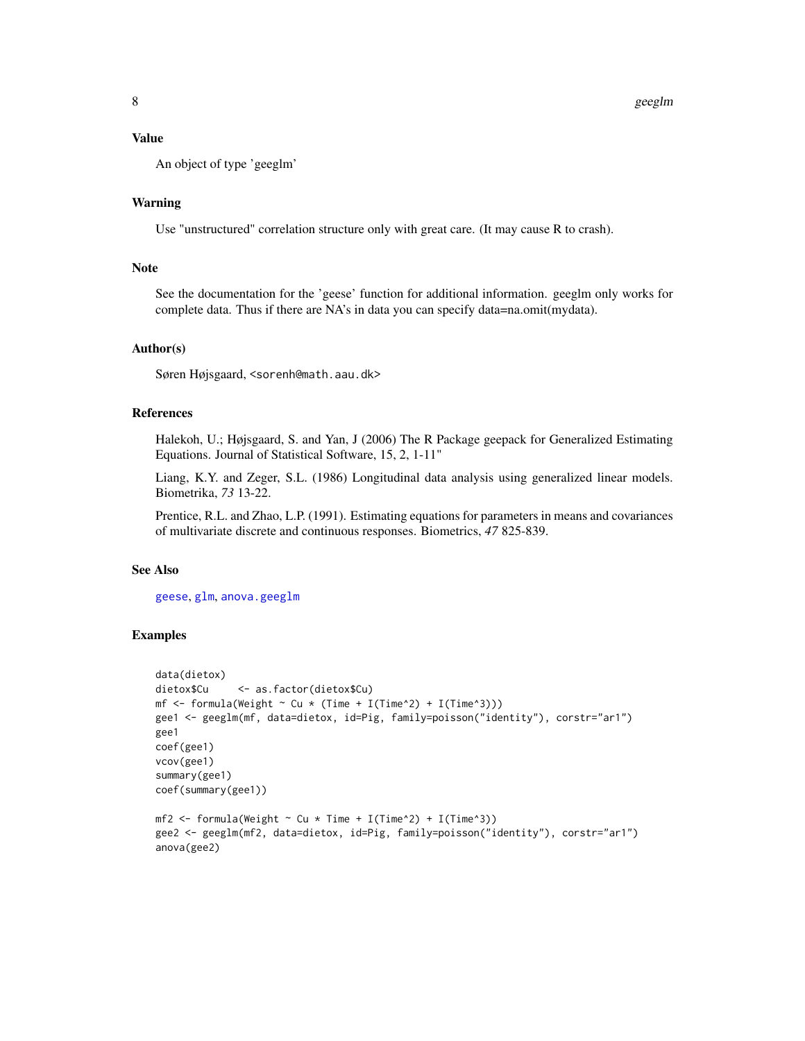## Value

An object of type 'geeglm'

## Warning

Use "unstructured" correlation structure only with great care. (It may cause R to crash).

## Note

See the documentation for the 'geese' function for additional information. geeglm only works for complete data. Thus if there are NA's in data you can specify data=na.omit(mydata).

## Author(s)

Søren Højsgaard, <sorenh@math.aau.dk>

## References

Halekoh, U.; Højsgaard, S. and Yan, J (2006) The R Package geepack for Generalized Estimating Equations. Journal of Statistical Software, 15, 2, 1-11"

Liang, K.Y. and Zeger, S.L. (1986) Longitudinal data analysis using generalized linear models. Biometrika, *73* 13-22.

Prentice, R.L. and Zhao, L.P. (1991). Estimating equations for parameters in means and covariances of multivariate discrete and continuous responses. Biometrics, *47* 825-839.

## See Also

geese, glm, anova.geeglm

## Examples

```
data(dietox)
dietox$Cu     <- as.factor(dietox$Cu)
mf <- formula(Weight ~ Cu * (Time + I(Time^2) + I(Time^3)))
gee1 <- geeglm(mf, data=dietox, id=Pig, family=poisson("identity"), corstr="ar1")
gee1
coef(gee1)
vcov(gee1)
summary(gee1)
coef(summary(gee1))

mf2 <- formula(Weight ~ Cu * Time + I(Time^2) + I(Time^3))
gee2 <- geeglm(mf2, data=dietox, id=Pig, family=poisson("identity"), corstr="ar1")
anova(gee2)
```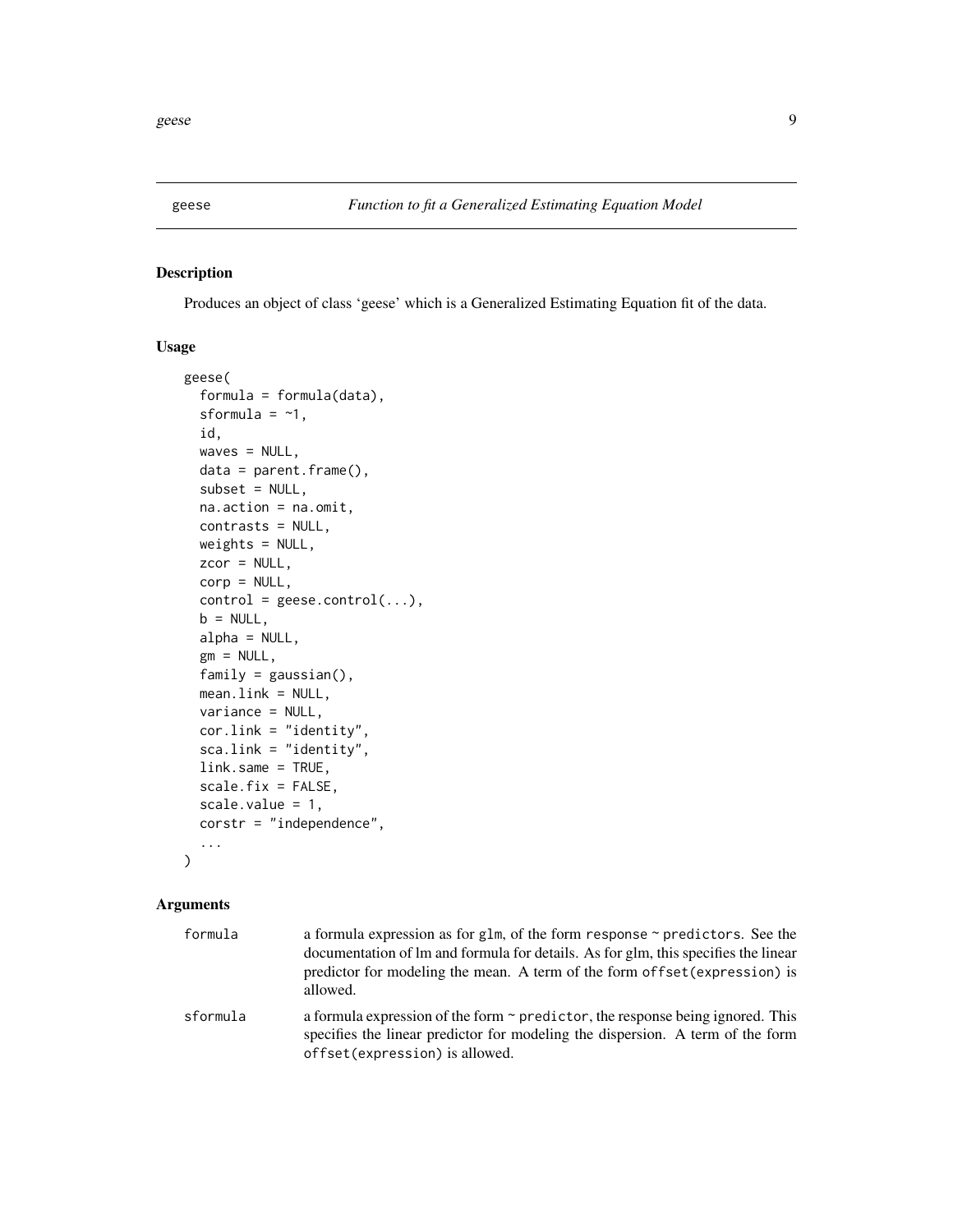## geese — *Function to fit a Generalized Estimating Equation Model*

### Description

Produces an object of class 'geese' which is a Generalized Estimating Equation fit of the data.

### Usage

```
geese(
  formula = formula(data),
  sformula = ~1,
  id,
  waves = NULL,
  data = parent.frame(),
  subset = NULL,
  na.action = na.omit,
  contrasts = NULL,
  weights = NULL,
  zcor = NULL,
  corp = NULL,
  control = geese.control(...),
  b = NULL,
  alpha = NULL,
  gm = NULL,
  family = gaussian(),
  mean.link = NULL,
  variance = NULL,
  cor.link = "identity",
  sca.link = "identity",
  link.same = TRUE,
  scale.fix = FALSE,
  scale.value = 1,
  corstr = "independence",
  ...
)
```

### Arguments

| | |
|---|---|
| `formula` | a formula expression as for `glm`, of the form `response ~ predictors`. See the documentation of lm and formula for details. As for glm, this specifies the linear predictor for modeling the mean. A term of the form `offset(expression)` is allowed. |
| `sformula` | a formula expression of the form `~ predictor`, the response being ignored. This specifies the linear predictor for modeling the dispersion. A term of the form `offset(expression)` is allowed. |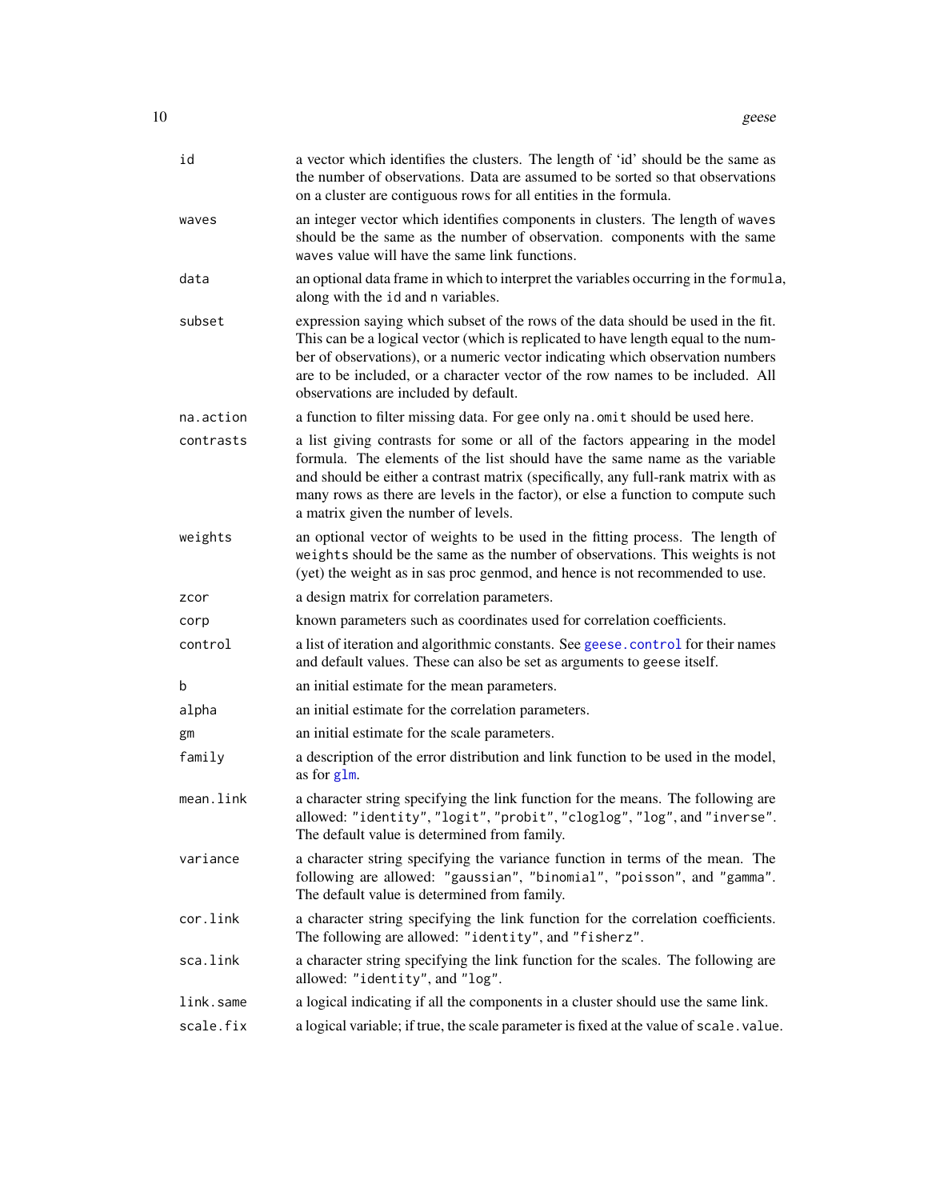| | |
|---|---|
| `id` | a vector which identifies the clusters. The length of 'id' should be the same as the number of observations. Data are assumed to be sorted so that observations on a cluster are contiguous rows for all entities in the formula. |
| `waves` | an integer vector which identifies components in clusters. The length of `waves` should be the same as the number of observation. components with the same `waves` value will have the same link functions. |
| `data` | an optional data frame in which to interpret the variables occurring in the `formula`, along with the `id` and `n` variables. |
| `subset` | expression saying which subset of the rows of the data should be used in the fit. This can be a logical vector (which is replicated to have length equal to the number of observations), or a numeric vector indicating which observation numbers are to be included, or a character vector of the row names to be included. All observations are included by default. |
| `na.action` | a function to filter missing data. For `gee` only `na.omit` should be used here. |
| `contrasts` | a list giving contrasts for some or all of the factors appearing in the model formula. The elements of the list should have the same name as the variable and should be either a contrast matrix (specifically, any full-rank matrix with as many rows as there are levels in the factor), or else a function to compute such a matrix given the number of levels. |
| `weights` | an optional vector of weights to be used in the fitting process. The length of `weights` should be the same as the number of observations. This weights is not (yet) the weight as in sas proc genmod, and hence is not recommended to use. |
| `zcor` | a design matrix for correlation parameters. |
| `corp` | known parameters such as coordinates used for correlation coefficients. |
| `control` | a list of iteration and algorithmic constants. See `geese.control` for their names and default values. These can also be set as arguments to `geese` itself. |
| `b` | an initial estimate for the mean parameters. |
| `alpha` | an initial estimate for the correlation parameters. |
| `gm` | an initial estimate for the scale parameters. |
| `family` | a description of the error distribution and link function to be used in the model, as for `glm`. |
| `mean.link` | a character string specifying the link function for the means. The following are allowed: `"identity"`, `"logit"`, `"probit"`, `"cloglog"`, `"log"`, and `"inverse"`. The default value is determined from family. |
| `variance` | a character string specifying the variance function in terms of the mean. The following are allowed: `"gaussian"`, `"binomial"`, `"poisson"`, and `"gamma"`. The default value is determined from family. |
| `cor.link` | a character string specifying the link function for the correlation coefficients. The following are allowed: `"identity"`, and `"fisherz"`. |
| `sca.link` | a character string specifying the link function for the scales. The following are allowed: `"identity"`, and `"log"`. |
| `link.same` | a logical indicating if all the components in a cluster should use the same link. |
| `scale.fix` | a logical variable; if true, the scale parameter is fixed at the value of `scale.value`. |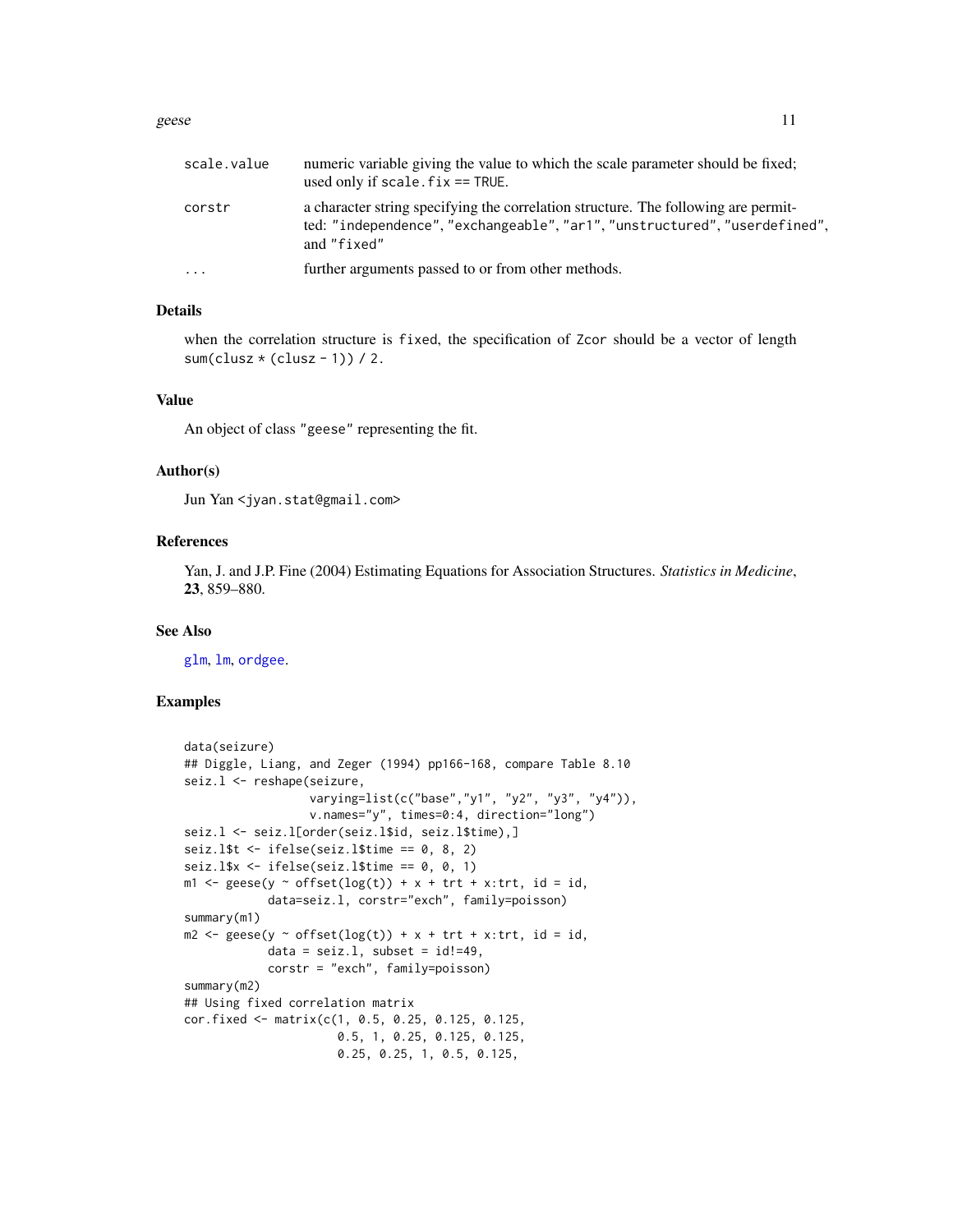| | |
|---|---|
| scale.value | numeric variable giving the value to which the scale parameter should be fixed; used only if scale.fix == TRUE. |
| corstr | a character string specifying the correlation structure. The following are permitted: "independence", "exchangeable", "ar1", "unstructured", "userdefined", and "fixed" |
| ... | further arguments passed to or from other methods. |

## Details

when the correlation structure is fixed, the specification of Zcor should be a vector of length sum(clusz * (clusz - 1)) / 2.

## Value

An object of class "geese" representing the fit.

## Author(s)

Jun Yan <jyan.stat@gmail.com>

## References

Yan, J. and J.P. Fine (2004) Estimating Equations for Association Structures. *Statistics in Medicine*, **23**, 859–880.

## See Also

glm, lm, ordgee.

## Examples

```
data(seizure)
## Diggle, Liang, and Zeger (1994) pp166-168, compare Table 8.10
seiz.l <- reshape(seizure,
                  varying=list(c("base","y1", "y2", "y3", "y4")),
                  v.names="y", times=0:4, direction="long")
seiz.l <- seiz.l[order(seiz.l$id, seiz.l$time),]
seiz.l$t <- ifelse(seiz.l$time == 0, 8, 2)
seiz.l$x <- ifelse(seiz.l$time == 0, 0, 1)
m1 <- geese(y ~ offset(log(t)) + x + trt + x:trt, id = id,
            data=seiz.l, corstr="exch", family=poisson)
summary(m1)
m2 <- geese(y ~ offset(log(t)) + x + trt + x:trt, id = id,
            data = seiz.l, subset = id!=49,
            corstr = "exch", family=poisson)
summary(m2)
## Using fixed correlation matrix
cor.fixed <- matrix(c(1, 0.5, 0.25, 0.125, 0.125,
                      0.5, 1, 0.25, 0.125, 0.125,
                      0.25, 0.25, 1, 0.5, 0.125,
```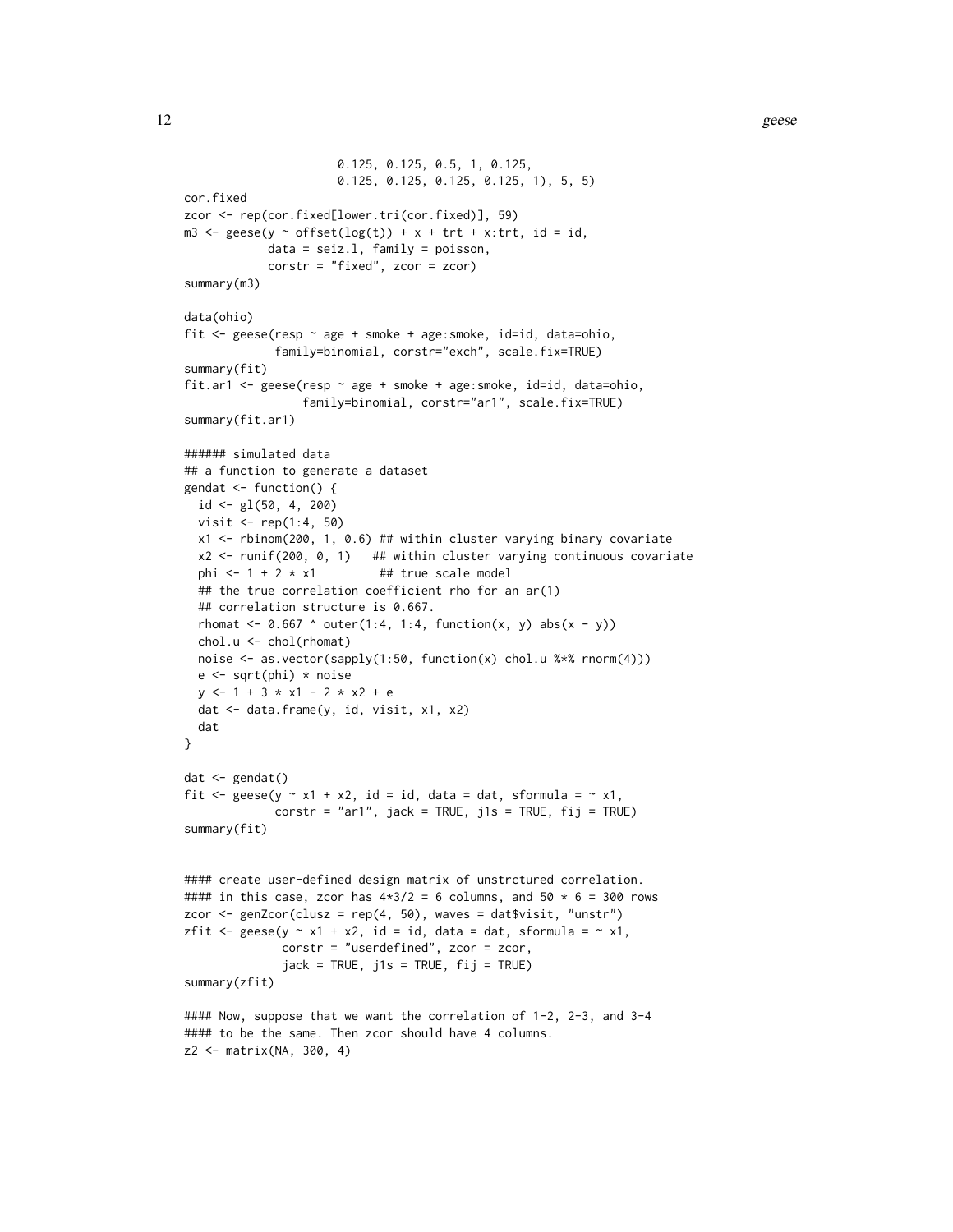```
                    0.125, 0.125, 0.5, 1, 0.125,
                    0.125, 0.125, 0.125, 0.125, 1), 5, 5)
cor.fixed
zcor <- rep(cor.fixed[lower.tri(cor.fixed)], 59)
m3 <- geese(y ~ offset(log(t)) + x + trt + x:trt, id = id,
            data = seiz.l, family = poisson,
            corstr = "fixed", zcor = zcor)
summary(m3)

data(ohio)
fit <- geese(resp ~ age + smoke + age:smoke, id=id, data=ohio,
             family=binomial, corstr="exch", scale.fix=TRUE)
summary(fit)
fit.ar1 <- geese(resp ~ age + smoke + age:smoke, id=id, data=ohio,
                 family=binomial, corstr="ar1", scale.fix=TRUE)
summary(fit.ar1)

###### simulated data
## a function to generate a dataset
gendat <- function() {
  id <- gl(50, 4, 200)
  visit <- rep(1:4, 50)
  x1 <- rbinom(200, 1, 0.6) ## within cluster varying binary covariate
  x2 <- runif(200, 0, 1)   ## within cluster varying continuous covariate
  phi <- 1 + 2 * x1         ## true scale model
  ## the true correlation coefficient rho for an ar(1)
  ## correlation structure is 0.667.
  rhomat <- 0.667 ^ outer(1:4, 1:4, function(x, y) abs(x - y))
  chol.u <- chol(rhomat)
  noise <- as.vector(sapply(1:50, function(x) chol.u %*% rnorm(4)))
  e <- sqrt(phi) * noise
  y <- 1 + 3 * x1 - 2 * x2 + e
  dat <- data.frame(y, id, visit, x1, x2)
  dat
}

dat <- gendat()
fit <- geese(y ~ x1 + x2, id = id, data = dat, sformula = ~ x1,
             corstr = "ar1", jack = TRUE, j1s = TRUE, fij = TRUE)
summary(fit)


#### create user-defined design matrix of unstrctured correlation.
#### in this case, zcor has 4*3/2 = 6 columns, and 50 * 6 = 300 rows
zcor <- genZcor(clusz = rep(4, 50), waves = dat$visit, "unstr")
zfit <- geese(y ~ x1 + x2, id = id, data = dat, sformula = ~ x1,
              corstr = "userdefined", zcor = zcor,
              jack = TRUE, j1s = TRUE, fij = TRUE)
summary(zfit)

#### Now, suppose that we want the correlation of 1-2, 2-3, and 3-4
#### to be the same. Then zcor should have 4 columns.
z2 <- matrix(NA, 300, 4)
```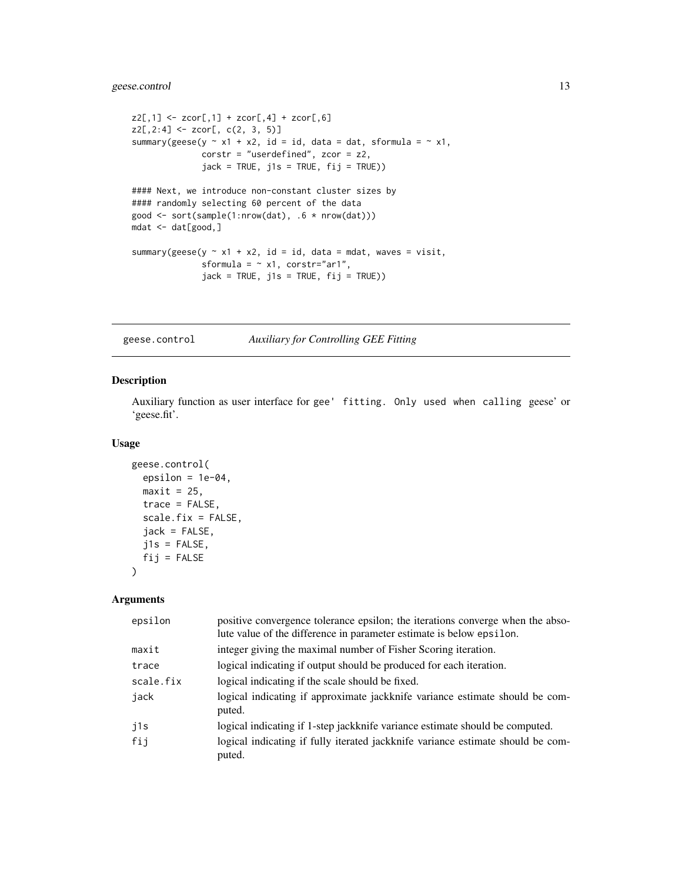```
z2[,1] <- zcor[,1] + zcor[,4] + zcor[,6]
z2[,2:4] <- zcor[, c(2, 3, 5)]
summary(geese(y ~ x1 + x2, id = id, data = dat, sformula = ~ x1,
              corstr = "userdefined", zcor = z2,
              jack = TRUE, j1s = TRUE, fij = TRUE))

#### Next, we introduce non-constant cluster sizes by
#### randomly selecting 60 percent of the data
good <- sort(sample(1:nrow(dat), .6 * nrow(dat)))
mdat <- dat[good,]

summary(geese(y ~ x1 + x2, id = id, data = mdat, waves = visit,
              sformula = ~ x1, corstr="ar1",
              jack = TRUE, j1s = TRUE, fij = TRUE))
```

## geese.control — *Auxiliary for Controlling GEE Fitting*

### Description

Auxiliary function as user interface for gee' fitting. Only used when calling geese' or 'geese.fit'.

### Usage

```
geese.control(
  epsilon = 1e-04,
  maxit = 25,
  trace = FALSE,
  scale.fix = FALSE,
  jack = FALSE,
  j1s = FALSE,
  fij = FALSE
)
```

### Arguments

| | |
|---|---|
| `epsilon` | positive convergence tolerance epsilon; the iterations converge when the absolute value of the difference in parameter estimate is below `epsilon`. |
| `maxit` | integer giving the maximal number of Fisher Scoring iteration. |
| `trace` | logical indicating if output should be produced for each iteration. |
| `scale.fix` | logical indicating if the scale should be fixed. |
| `jack` | logical indicating if approximate jackknife variance estimate should be computed. |
| `j1s` | logical indicating if 1-step jackknife variance estimate should be computed. |
| `fij` | logical indicating if fully iterated jackknife variance estimate should be computed. |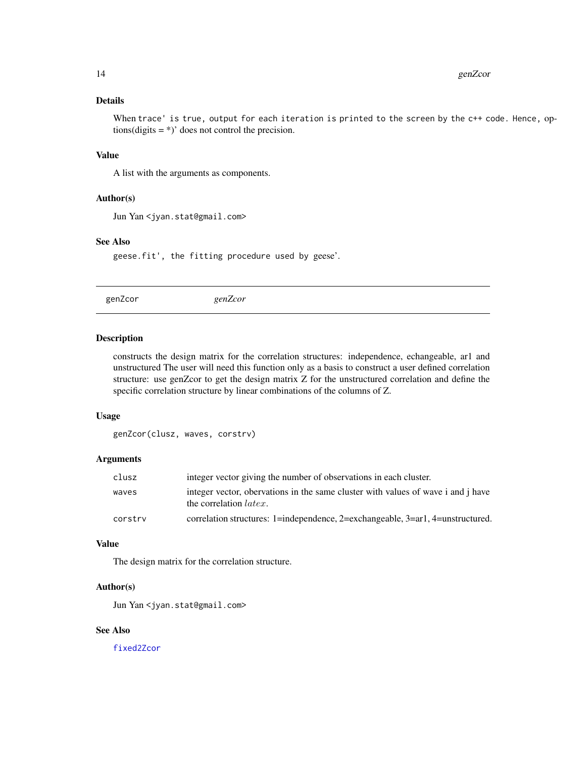### Details

When trace' is true, output for each iteration is printed to the screen by the c++ code. Hence, options(digits = *)' does not control the precision.

### Value

A list with the arguments as components.

### Author(s)

Jun Yan <jyan.stat@gmail.com>

### See Also

geese.fit', the fitting procedure used by geese'.

---

## genZcor *genZcor*

---

### Description

constructs the design matrix for the correlation structures: independence, echangeable, ar1 and unstructured The user will need this function only as a basis to construct a user defined correlation structure: use genZcor to get the design matrix Z for the unstructured correlation and define the specific correlation structure by linear combinations of the columns of Z.

### Usage

```
genZcor(clusz, waves, corstrv)
```

### Arguments

| | |
|---|---|
| clusz | integer vector giving the number of observations in each cluster. |
| waves | integer vector, obervations in the same cluster with values of wave i and j have the correlation $latex$. |
| corstrv | correlation structures: 1=independence, 2=exchangeable, 3=ar1, 4=unstructured. |

### Value

The design matrix for the correlation structure.

### Author(s)

Jun Yan <jyan.stat@gmail.com>

### See Also

fixed2Zcor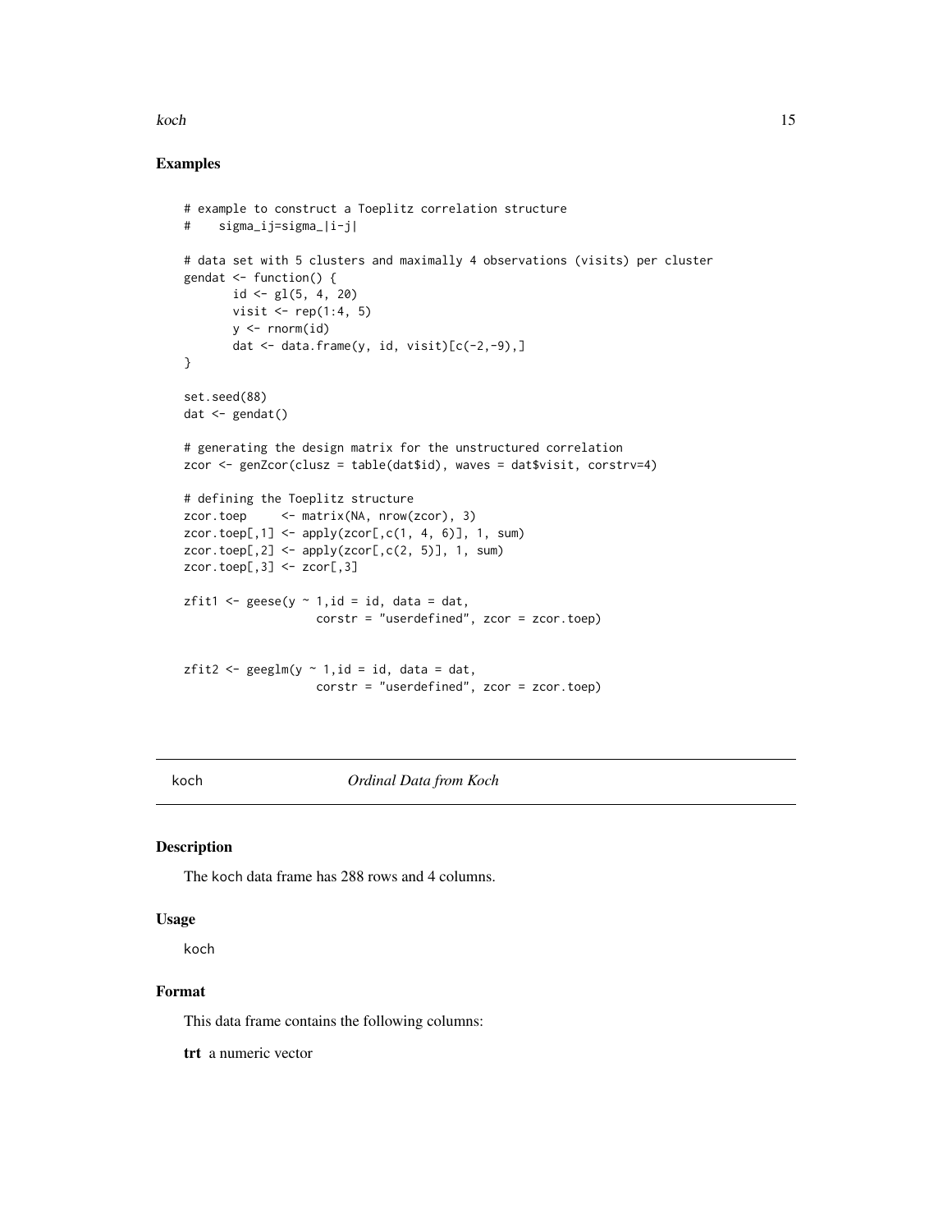## Examples

```
# example to construct a Toeplitz correlation structure
#    sigma_ij=sigma_|i-j|

# data set with 5 clusters and maximally 4 observations (visits) per cluster
gendat <- function() {
       id <- gl(5, 4, 20)
       visit <- rep(1:4, 5)
       y <- rnorm(id)
       dat <- data.frame(y, id, visit)[c(-2,-9),]
}

set.seed(88)
dat <- gendat()

# generating the design matrix for the unstructured correlation
zcor <- genZcor(clusz = table(dat$id), waves = dat$visit, corstrv=4)

# defining the Toeplitz structure
zcor.toep     <- matrix(NA, nrow(zcor), 3)
zcor.toep[,1] <- apply(zcor[,c(1, 4, 6)], 1, sum)
zcor.toep[,2] <- apply(zcor[,c(2, 5)], 1, sum)
zcor.toep[,3] <- zcor[,3]

zfit1 <- geese(y ~ 1,id = id, data = dat,
                   corstr = "userdefined", zcor = zcor.toep)


zfit2 <- geeglm(y ~ 1,id = id, data = dat,
                   corstr = "userdefined", zcor = zcor.toep)
```

# koch    *Ordinal Data from Koch*

## Description

The koch data frame has 288 rows and 4 columns.

## Usage

koch

## Format

This data frame contains the following columns:

**trt** a numeric vector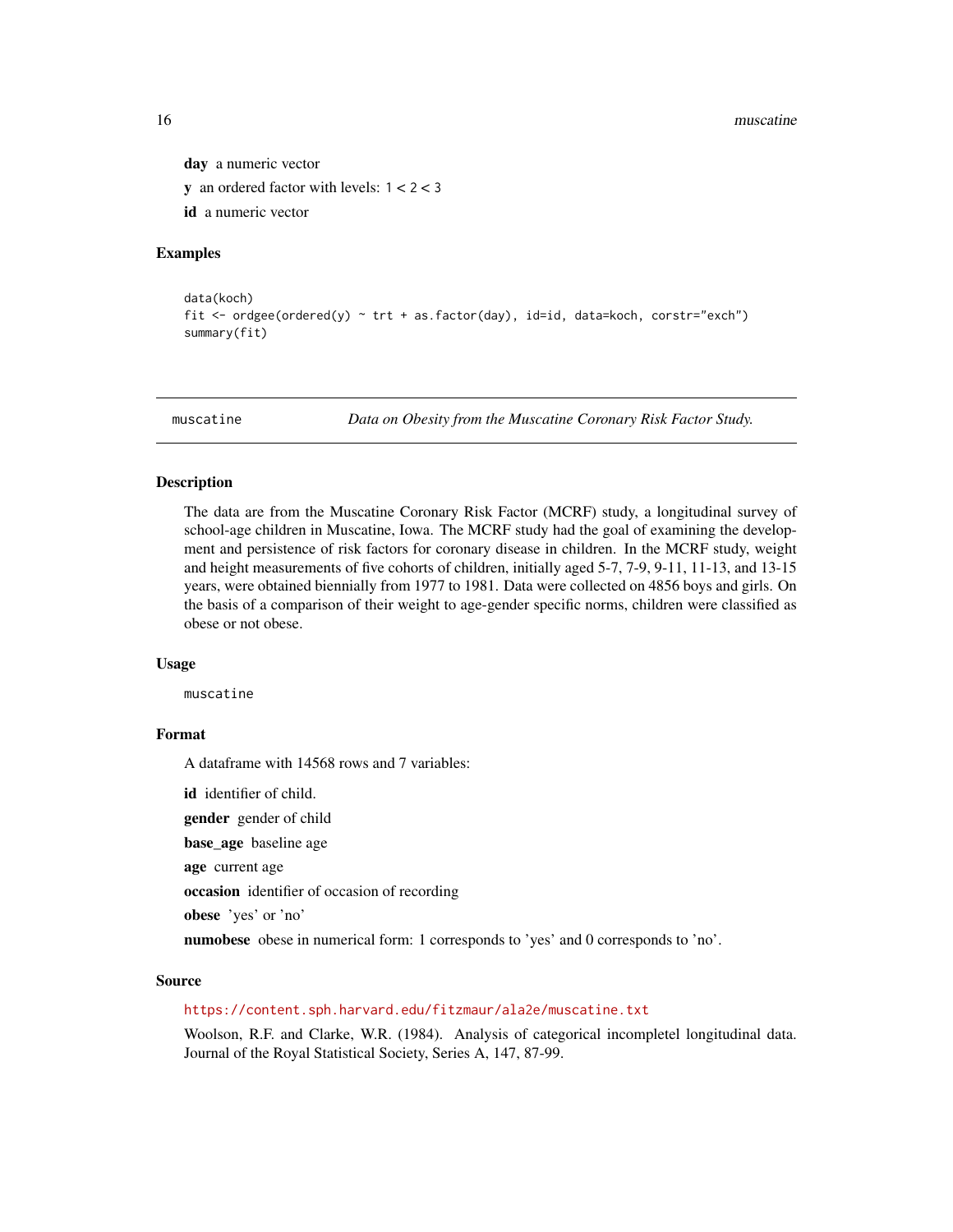**day** a numeric vector

**y** an ordered factor with levels: 1 < 2 < 3

**id** a numeric vector

### Examples

```
data(koch)
fit <- ordgee(ordered(y) ~ trt + as.factor(day), id=id, data=koch, corstr="exch")
summary(fit)
```

---

## muscatine *Data on Obesity from the Muscatine Coronary Risk Factor Study.*

---

### Description

The data are from the Muscatine Coronary Risk Factor (MCRF) study, a longitudinal survey of school-age children in Muscatine, Iowa. The MCRF study had the goal of examining the development and persistence of risk factors for coronary disease in children. In the MCRF study, weight and height measurements of five cohorts of children, initially aged 5-7, 7-9, 9-11, 11-13, and 13-15 years, were obtained biennially from 1977 to 1981. Data were collected on 4856 boys and girls. On the basis of a comparison of their weight to age-gender specific norms, children were classified as obese or not obese.

### Usage

```
muscatine
```

### Format

A dataframe with 14568 rows and 7 variables:

**id** identifier of child.

**gender** gender of child

**base_age** baseline age

**age** current age

**occasion** identifier of occasion of recording

**obese** 'yes' or 'no'

**numobese** obese in numerical form: 1 corresponds to 'yes' and 0 corresponds to 'no'.

### Source

https://content.sph.harvard.edu/fitzmaur/ala2e/muscatine.txt

Woolson, R.F. and Clarke, W.R. (1984). Analysis of categorical incompletel longitudinal data. Journal of the Royal Statistical Society, Series A, 147, 87-99.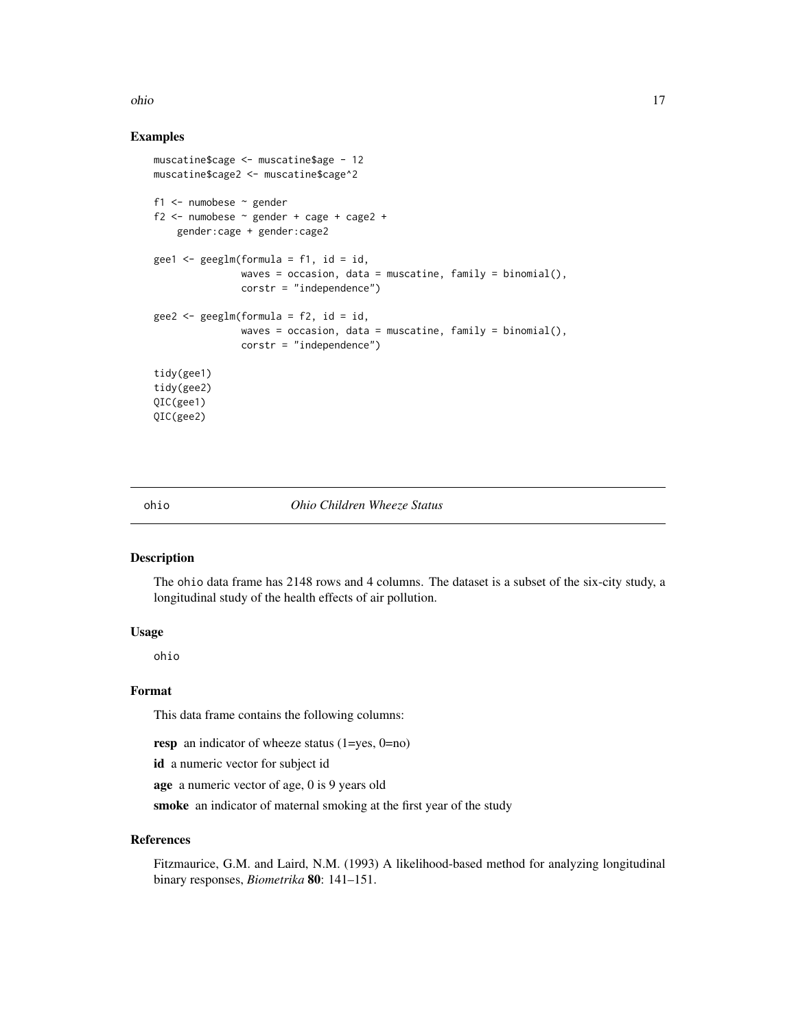## Examples

```
muscatine$cage <- muscatine$age - 12
muscatine$cage2 <- muscatine$cage^2

f1 <- numobese ~ gender
f2 <- numobese ~ gender + cage + cage2 +
    gender:cage + gender:cage2

gee1 <- geeglm(formula = f1, id = id,
               waves = occasion, data = muscatine, family = binomial(),
               corstr = "independence")

gee2 <- geeglm(formula = f2, id = id,
               waves = occasion, data = muscatine, family = binomial(),
               corstr = "independence")

tidy(gee1)
tidy(gee2)
QIC(gee1)
QIC(gee2)
```

---

# ohio — *Ohio Children Wheeze Status*

## Description

The ohio data frame has 2148 rows and 4 columns. The dataset is a subset of the six-city study, a longitudinal study of the health effects of air pollution.

## Usage

```
ohio
```

## Format

This data frame contains the following columns:

**resp** an indicator of wheeze status (1=yes, 0=no)

**id** a numeric vector for subject id

**age** a numeric vector of age, 0 is 9 years old

**smoke** an indicator of maternal smoking at the first year of the study

## References

Fitzmaurice, G.M. and Laird, N.M. (1993) A likelihood-based method for analyzing longitudinal binary responses, *Biometrika* **80**: 141–151.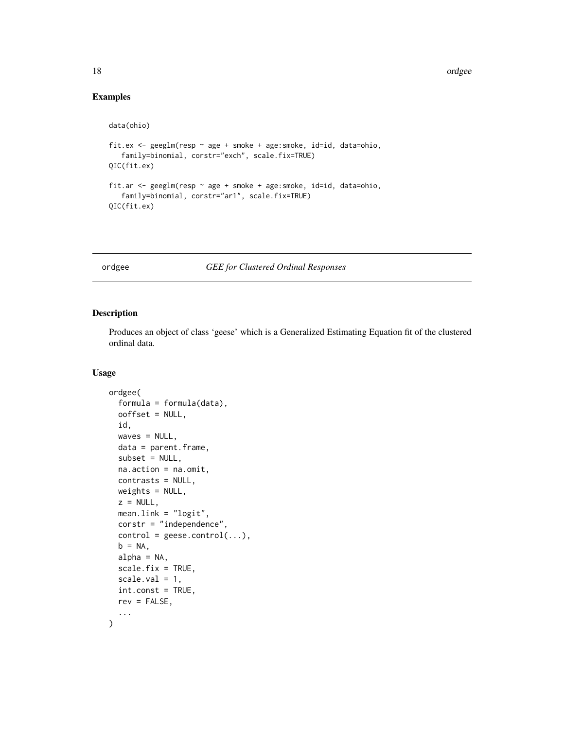## Examples

```
data(ohio)

fit.ex <- geeglm(resp ~ age + smoke + age:smoke, id=id, data=ohio,
   family=binomial, corstr="exch", scale.fix=TRUE)
QIC(fit.ex)

fit.ar <- geeglm(resp ~ age + smoke + age:smoke, id=id, data=ohio,
   family=binomial, corstr="ar1", scale.fix=TRUE)
QIC(fit.ex)
```

---

# ordgee *GEE for Clustered Ordinal Responses*

---

## Description

Produces an object of class 'geese' which is a Generalized Estimating Equation fit of the clustered ordinal data.

## Usage

```
ordgee(
  formula = formula(data),
  ooffset = NULL,
  id,
  waves = NULL,
  data = parent.frame,
  subset = NULL,
  na.action = na.omit,
  contrasts = NULL,
  weights = NULL,
  z = NULL,
  mean.link = "logit",
  corstr = "independence",
  control = geese.control(...),
  b = NA,
  alpha = NA,
  scale.fix = TRUE,
  scale.val = 1,
  int.const = TRUE,
  rev = FALSE,
  ...
)
```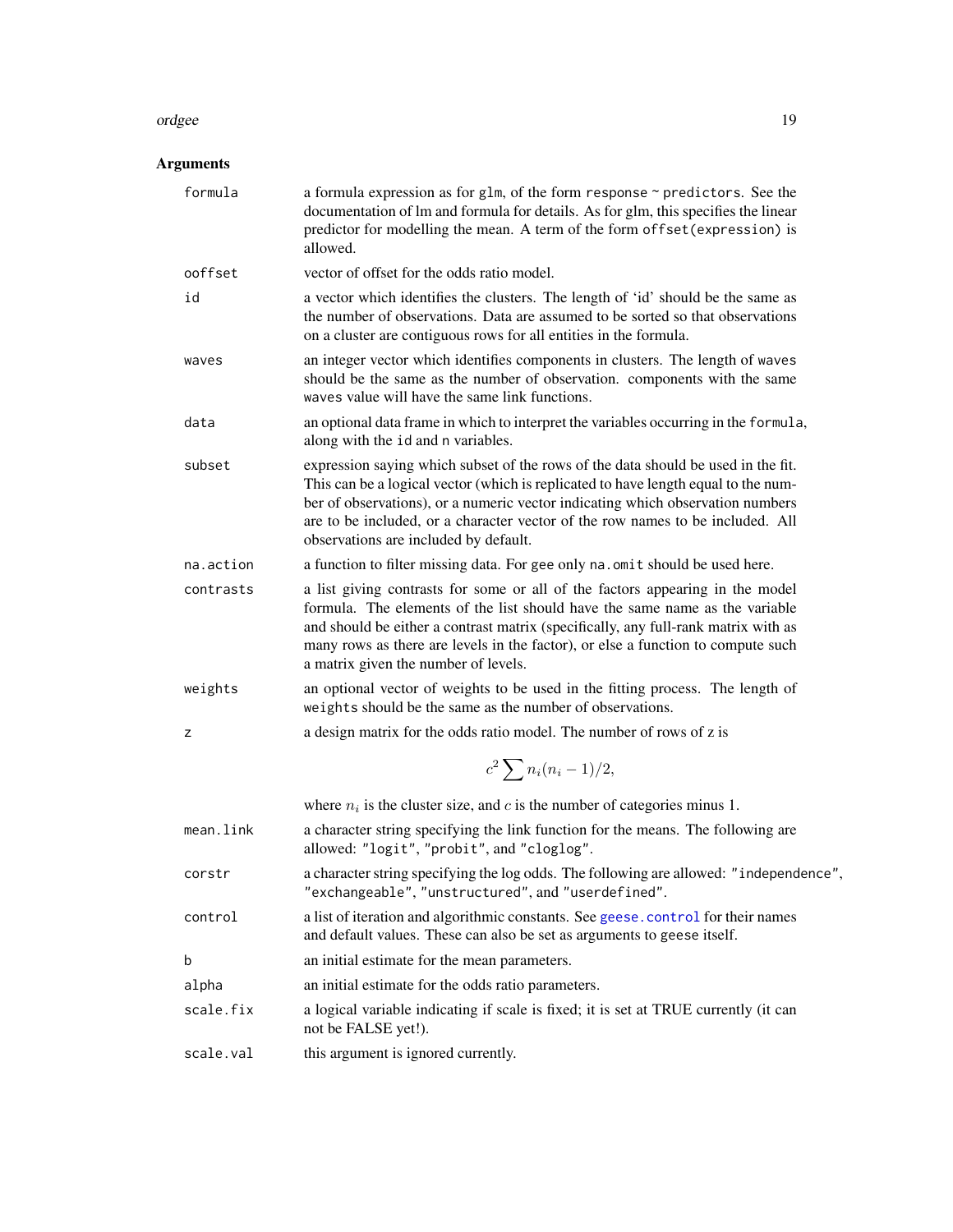## Arguments

| | |
|---|---|
| `formula` | a formula expression as for `glm`, of the form `response ~ predictors`. See the documentation of lm and formula for details. As for glm, this specifies the linear predictor for modelling the mean. A term of the form `offset(expression)` is allowed. |
| `ooffset` | vector of offset for the odds ratio model. |
| `id` | a vector which identifies the clusters. The length of 'id' should be the same as the number of observations. Data are assumed to be sorted so that observations on a cluster are contiguous rows for all entities in the formula. |
| `waves` | an integer vector which identifies components in clusters. The length of `waves` should be the same as the number of observation. components with the same `waves` value will have the same link functions. |
| `data` | an optional data frame in which to interpret the variables occurring in the `formula`, along with the `id` and `n` variables. |
| `subset` | expression saying which subset of the rows of the data should be used in the fit. This can be a logical vector (which is replicated to have length equal to the number of observations), or a numeric vector indicating which observation numbers are to be included, or a character vector of the row names to be included. All observations are included by default. |
| `na.action` | a function to filter missing data. For `gee` only `na.omit` should be used here. |
| `contrasts` | a list giving contrasts for some or all of the factors appearing in the model formula. The elements of the list should have the same name as the variable and should be either a contrast matrix (specifically, any full-rank matrix with as many rows as there are levels in the factor), or else a function to compute such a matrix given the number of levels. |
| `weights` | an optional vector of weights to be used in the fitting process. The length of `weights` should be the same as the number of observations. |
| `z` | a design matrix for the odds ratio model. The number of rows of z is $$c^2 \sum n_i(n_i - 1)/2,$$ where $n_i$ is the cluster size, and $c$ is the number of categories minus 1. |
| `mean.link` | a character string specifying the link function for the means. The following are allowed: `"logit"`, `"probit"`, and `"cloglog"`. |
| `corstr` | a character string specifying the log odds. The following are allowed: `"independence"`, `"exchangeable"`, `"unstructured"`, and `"userdefined"`. |
| `control` | a list of iteration and algorithmic constants. See `geese.control` for their names and default values. These can also be set as arguments to `geese` itself. |
| `b` | an initial estimate for the mean parameters. |
| `alpha` | an initial estimate for the odds ratio parameters. |
| `scale.fix` | a logical variable indicating if scale is fixed; it is set at TRUE currently (it can not be FALSE yet!). |
| `scale.val` | this argument is ignored currently. |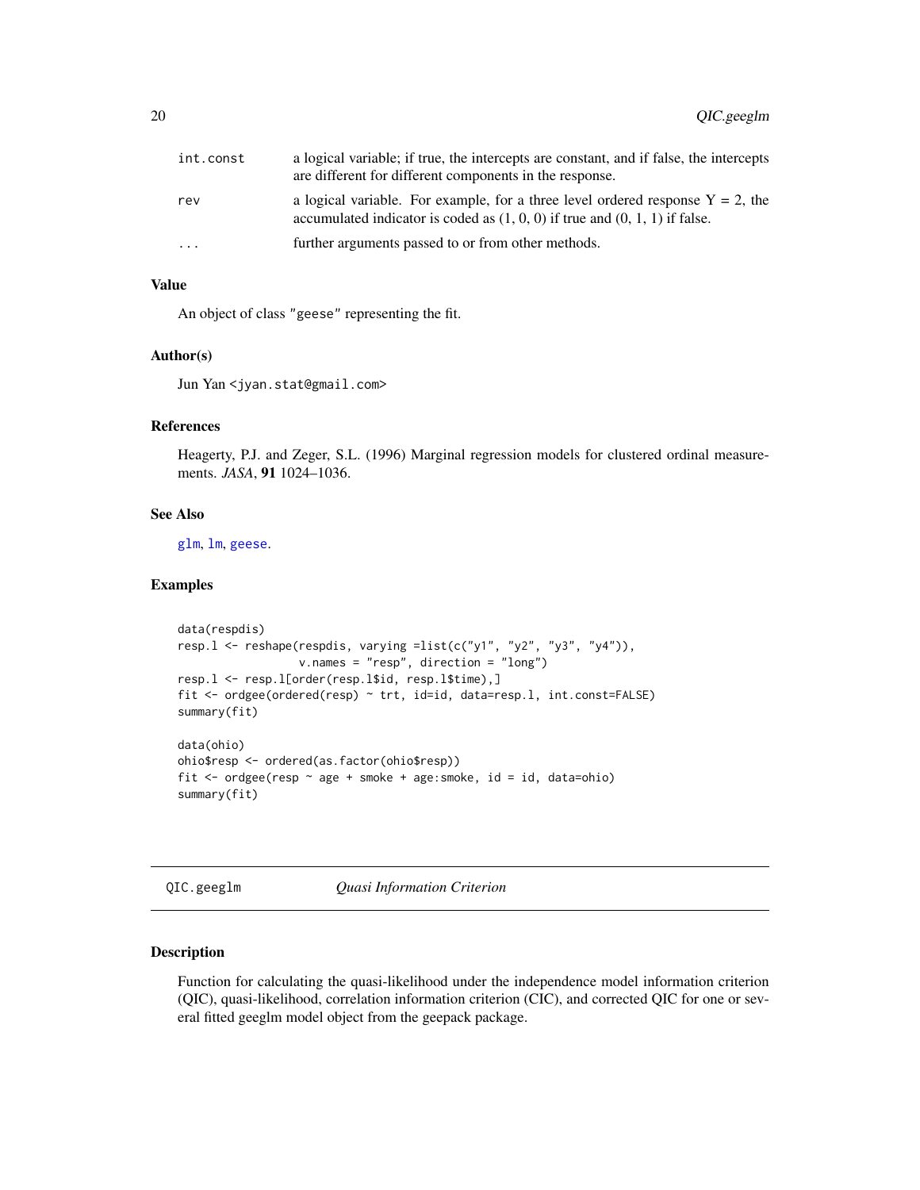| | |
|---|---|
| int.const | a logical variable; if true, the intercepts are constant, and if false, the intercepts are different for different components in the response. |
| rev | a logical variable. For example, for a three level ordered response Y = 2, the accumulated indicator is coded as (1, 0, 0) if true and (0, 1, 1) if false. |
| ... | further arguments passed to or from other methods. |

### Value

An object of class "geese" representing the fit.

### Author(s)

Jun Yan <jyan.stat@gmail.com>

### References

Heagerty, P.J. and Zeger, S.L. (1996) Marginal regression models for clustered ordinal measurements. *JASA*, **91** 1024–1036.

### See Also

glm, lm, geese.

### Examples

```
data(respdis)
resp.l <- reshape(respdis, varying =list(c("y1", "y2", "y3", "y4")),
                  v.names = "resp", direction = "long")
resp.l <- resp.l[order(resp.l$id, resp.l$time),]
fit <- ordgee(ordered(resp) ~ trt, id=id, data=resp.l, int.const=FALSE)
summary(fit)

data(ohio)
ohio$resp <- ordered(as.factor(ohio$resp))
fit <- ordgee(resp ~ age + smoke + age:smoke, id = id, data=ohio)
summary(fit)
```

---

## QIC.geeglm — *Quasi Information Criterion*

---

### Description

Function for calculating the quasi-likelihood under the independence model information criterion (QIC), quasi-likelihood, correlation information criterion (CIC), and corrected QIC for one or several fitted geeglm model object from the geepack package.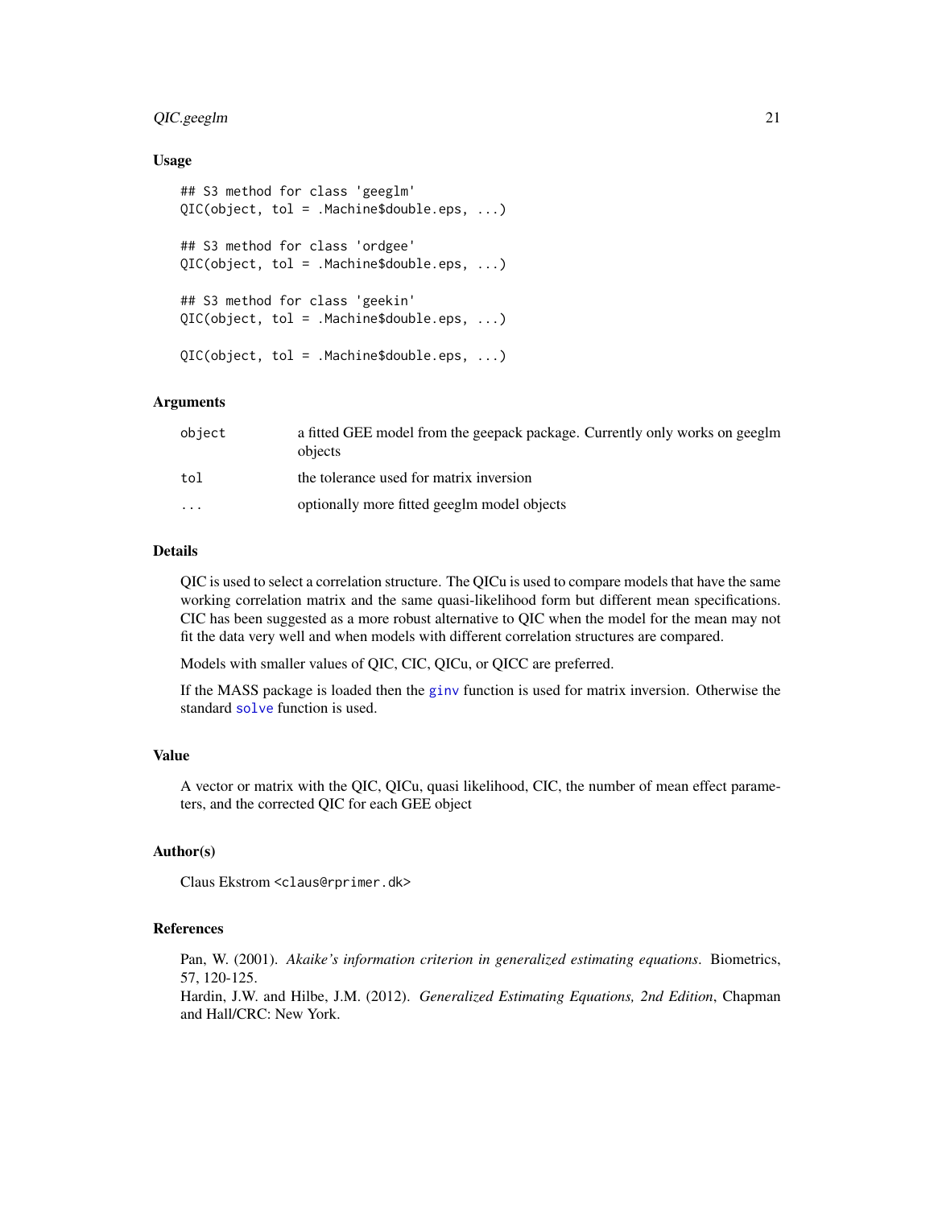## Usage

```
## S3 method for class 'geeglm'
QIC(object, tol = .Machine$double.eps, ...)

## S3 method for class 'ordgee'
QIC(object, tol = .Machine$double.eps, ...)

## S3 method for class 'geekin'
QIC(object, tol = .Machine$double.eps, ...)

QIC(object, tol = .Machine$double.eps, ...)
```

## Arguments

| | |
|---|---|
| `object` | a fitted GEE model from the geepack package. Currently only works on geeglm objects |
| `tol` | the tolerance used for matrix inversion |
| `...` | optionally more fitted geeglm model objects |

## Details

QIC is used to select a correlation structure. The QICu is used to compare models that have the same working correlation matrix and the same quasi-likelihood form but different mean specifications. CIC has been suggested as a more robust alternative to QIC when the model for the mean may not fit the data very well and when models with different correlation structures are compared.

Models with smaller values of QIC, CIC, QICu, or QICC are preferred.

If the MASS package is loaded then the `ginv` function is used for matrix inversion. Otherwise the standard `solve` function is used.

## Value

A vector or matrix with the QIC, QICu, quasi likelihood, CIC, the number of mean effect parameters, and the corrected QIC for each GEE object

## Author(s)

Claus Ekstrom <claus@rprimer.dk>

## References

Pan, W. (2001). *Akaike's information criterion in generalized estimating equations*. Biometrics, 57, 120-125.

Hardin, J.W. and Hilbe, J.M. (2012). *Generalized Estimating Equations, 2nd Edition*, Chapman and Hall/CRC: New York.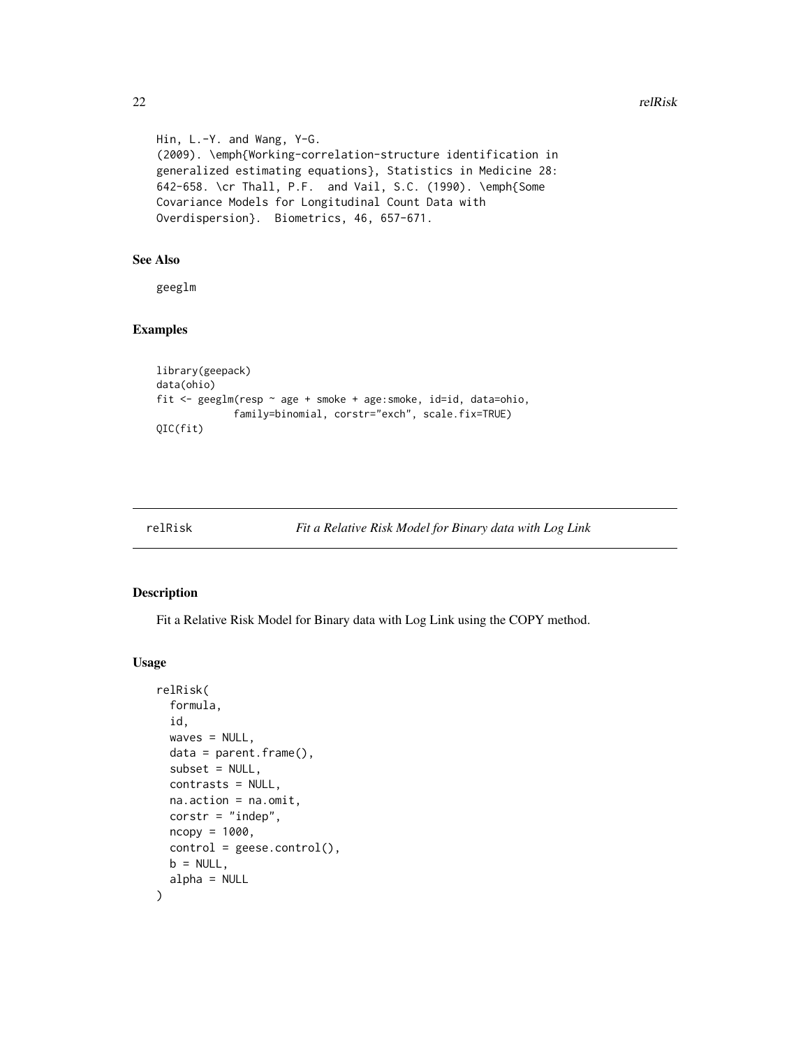```
Hin, L.-Y. and Wang, Y-G.
(2009). \emph{Working-correlation-structure identification in
generalized estimating equations}, Statistics in Medicine 28:
642-658. \cr Thall, P.F.  and Vail, S.C. (1990). \emph{Some
Covariance Models for Longitudinal Count Data with
Overdispersion}.  Biometrics, 46, 657-671.
```

### See Also

geeglm

### Examples

```
library(geepack)
data(ohio)
fit <- geeglm(resp ~ age + smoke + age:smoke, id=id, data=ohio,
             family=binomial, corstr="exch", scale.fix=TRUE)
QIC(fit)
```

---

## relRisk — *Fit a Relative Risk Model for Binary data with Log Link*

---

### Description

Fit a Relative Risk Model for Binary data with Log Link using the COPY method.

### Usage

```
relRisk(
  formula,
  id,
  waves = NULL,
  data = parent.frame(),
  subset = NULL,
  contrasts = NULL,
  na.action = na.omit,
  corstr = "indep",
  ncopy = 1000,
  control = geese.control(),
  b = NULL,
  alpha = NULL
)
```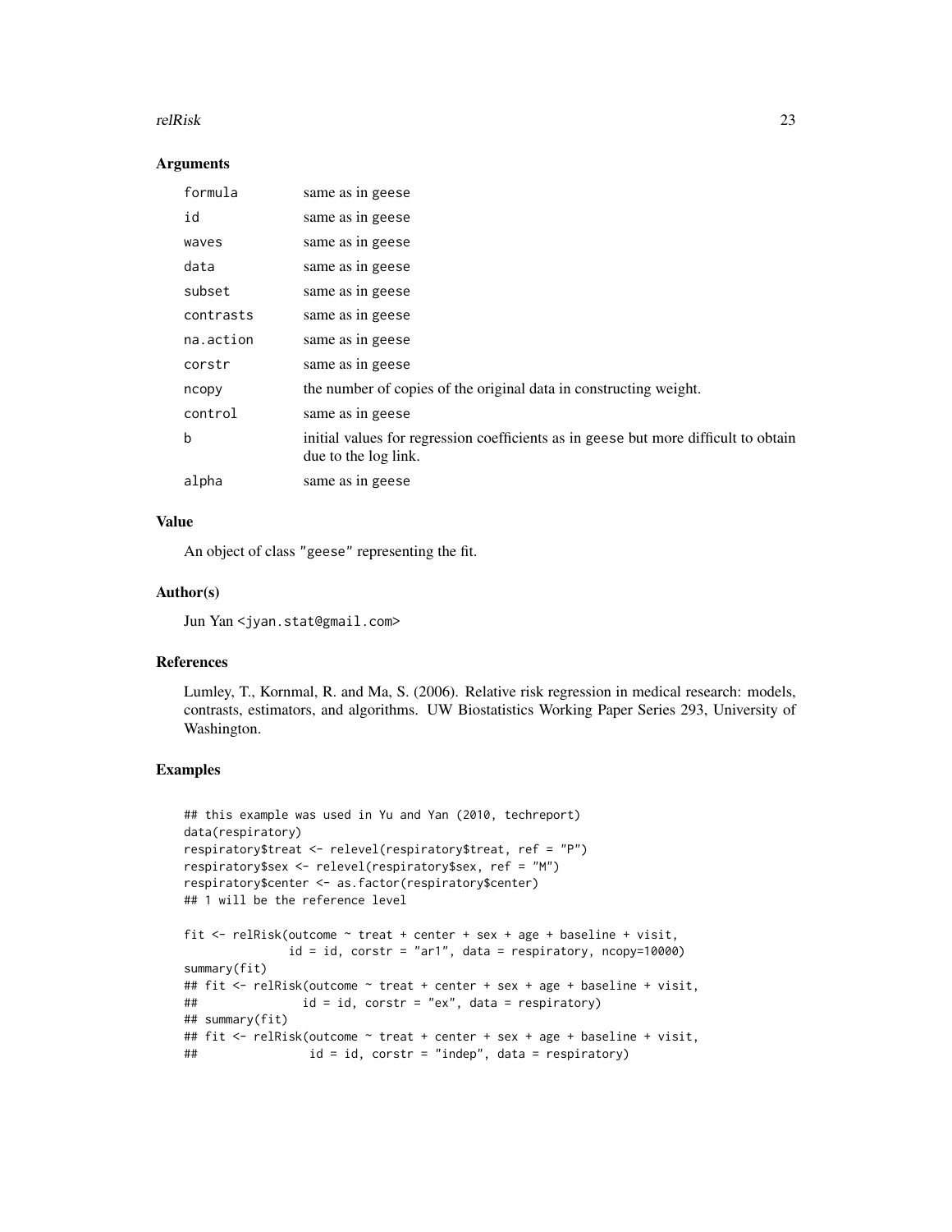### Arguments

| | |
|---|---|
| `formula` | same as in `geese` |
| `id` | same as in `geese` |
| `waves` | same as in `geese` |
| `data` | same as in `geese` |
| `subset` | same as in `geese` |
| `contrasts` | same as in `geese` |
| `na.action` | same as in `geese` |
| `corstr` | same as in `geese` |
| `ncopy` | the number of copies of the original data in constructing weight. |
| `control` | same as in `geese` |
| `b` | initial values for regression coefficients as in `geese` but more difficult to obtain due to the log link. |
| `alpha` | same as in `geese` |

### Value

An object of class `"geese"` representing the fit.

### Author(s)

Jun Yan <jyan.stat@gmail.com>

### References

Lumley, T., Kornmal, R. and Ma, S. (2006). Relative risk regression in medical research: models, contrasts, estimators, and algorithms. UW Biostatistics Working Paper Series 293, University of Washington.

### Examples

```
## this example was used in Yu and Yan (2010, techreport)
data(respiratory)
respiratory$treat <- relevel(respiratory$treat, ref = "P")
respiratory$sex <- relevel(respiratory$sex, ref = "M")
respiratory$center <- as.factor(respiratory$center)
## 1 will be the reference level

fit <- relRisk(outcome ~ treat + center + sex + age + baseline + visit,
               id = id, corstr = "ar1", data = respiratory, ncopy=10000)
summary(fit)
## fit <- relRisk(outcome ~ treat + center + sex + age + baseline + visit,
##               id = id, corstr = "ex", data = respiratory)
## summary(fit)
## fit <- relRisk(outcome ~ treat + center + sex + age + baseline + visit,
##                id = id, corstr = "indep", data = respiratory)
```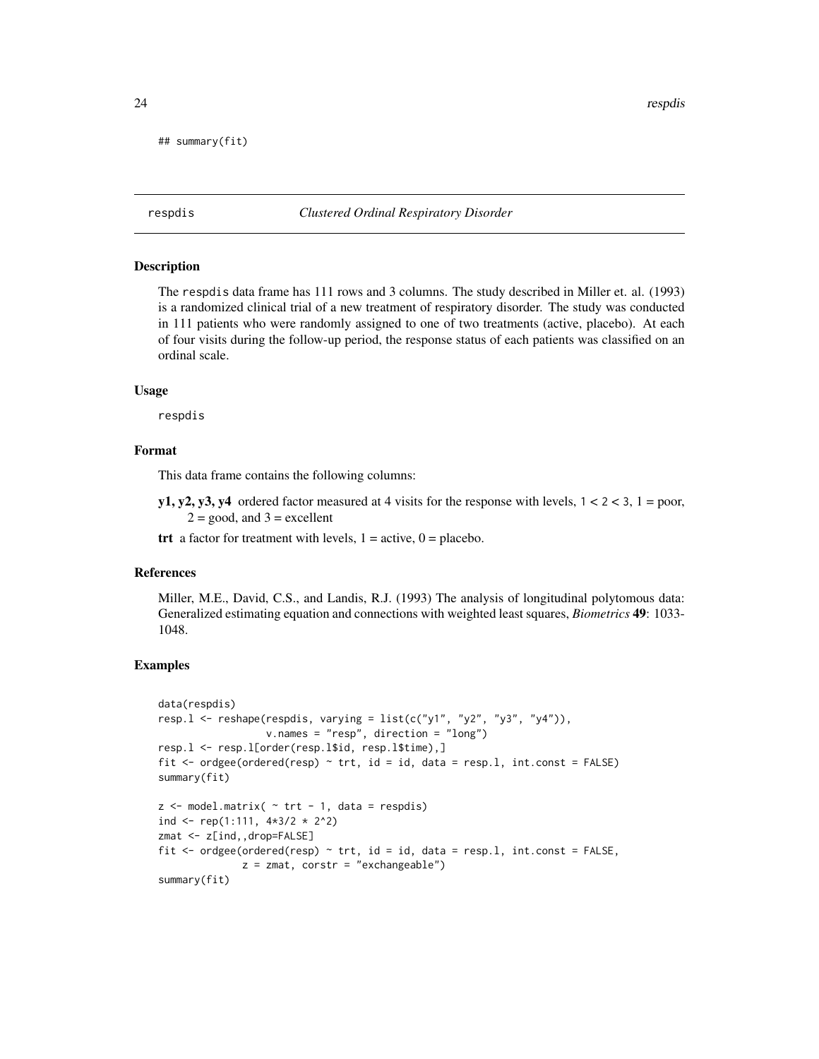```
## summary(fit)
```

---

respdis *Clustered Ordinal Respiratory Disorder*

---

### Description

The respdis data frame has 111 rows and 3 columns. The study described in Miller et. al. (1993) is a randomized clinical trial of a new treatment of respiratory disorder. The study was conducted in 111 patients who were randomly assigned to one of two treatments (active, placebo). At each of four visits during the follow-up period, the response status of each patients was classified on an ordinal scale.

### Usage

```
respdis
```

### Format

This data frame contains the following columns:

**y1, y2, y3, y4** ordered factor measured at 4 visits for the response with levels, 1 < 2 < 3, 1 = poor, 2 = good, and 3 = excellent

**trt** a factor for treatment with levels, 1 = active, 0 = placebo.

### References

Miller, M.E., David, C.S., and Landis, R.J. (1993) The analysis of longitudinal polytomous data: Generalized estimating equation and connections with weighted least squares, *Biometrics* **49**: 1033-1048.

### Examples

```
data(respdis)
resp.l <- reshape(respdis, varying = list(c("y1", "y2", "y3", "y4")),
                  v.names = "resp", direction = "long")
resp.l <- resp.l[order(resp.l$id, resp.l$time),]
fit <- ordgee(ordered(resp) ~ trt, id = id, data = resp.l, int.const = FALSE)
summary(fit)

z <- model.matrix( ~ trt - 1, data = respdis)
ind <- rep(1:111, 4*3/2 * 2^2)
zmat <- z[ind,,drop=FALSE]
fit <- ordgee(ordered(resp) ~ trt, id = id, data = resp.l, int.const = FALSE,
              z = zmat, corstr = "exchangeable")
summary(fit)
```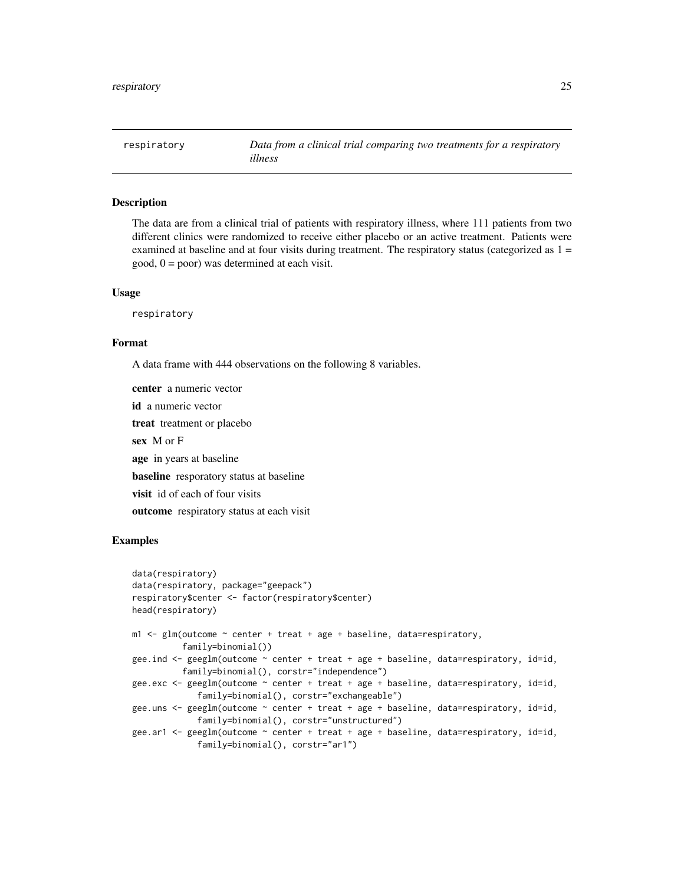`respatory` *Data from a clinical trial comparing two treatments for a respiratory illness*

## Description

The data are from a clinical trial of patients with respiratory illness, where 111 patients from two different clinics were randomized to receive either placebo or an active treatment. Patients were examined at baseline and at four visits during treatment. The respiratory status (categorized as 1 = good, 0 = poor) was determined at each visit.

## Usage

```
respiratory
```

## Format

A data frame with 444 observations on the following 8 variables.

**center** a numeric vector

**id** a numeric vector

**treat** treatment or placebo

**sex** M or F

**age** in years at baseline

**baseline** resporatory status at baseline

**visit** id of each of four visits

**outcome** respiratory status at each visit

## Examples

```
data(respiratory)
data(respiratory, package="geepack")
respiratory$center <- factor(respiratory$center)
head(respiratory)

m1 <- glm(outcome ~ center + treat + age + baseline, data=respiratory,
          family=binomial())
gee.ind <- geeglm(outcome ~ center + treat + age + baseline, data=respiratory, id=id,
          family=binomial(), corstr="independence")
gee.exc <- geeglm(outcome ~ center + treat + age + baseline, data=respiratory, id=id,
             family=binomial(), corstr="exchangeable")
gee.uns <- geeglm(outcome ~ center + treat + age + baseline, data=respiratory, id=id,
             family=binomial(), corstr="unstructured")
gee.ar1 <- geeglm(outcome ~ center + treat + age + baseline, data=respiratory, id=id,
             family=binomial(), corstr="ar1")
```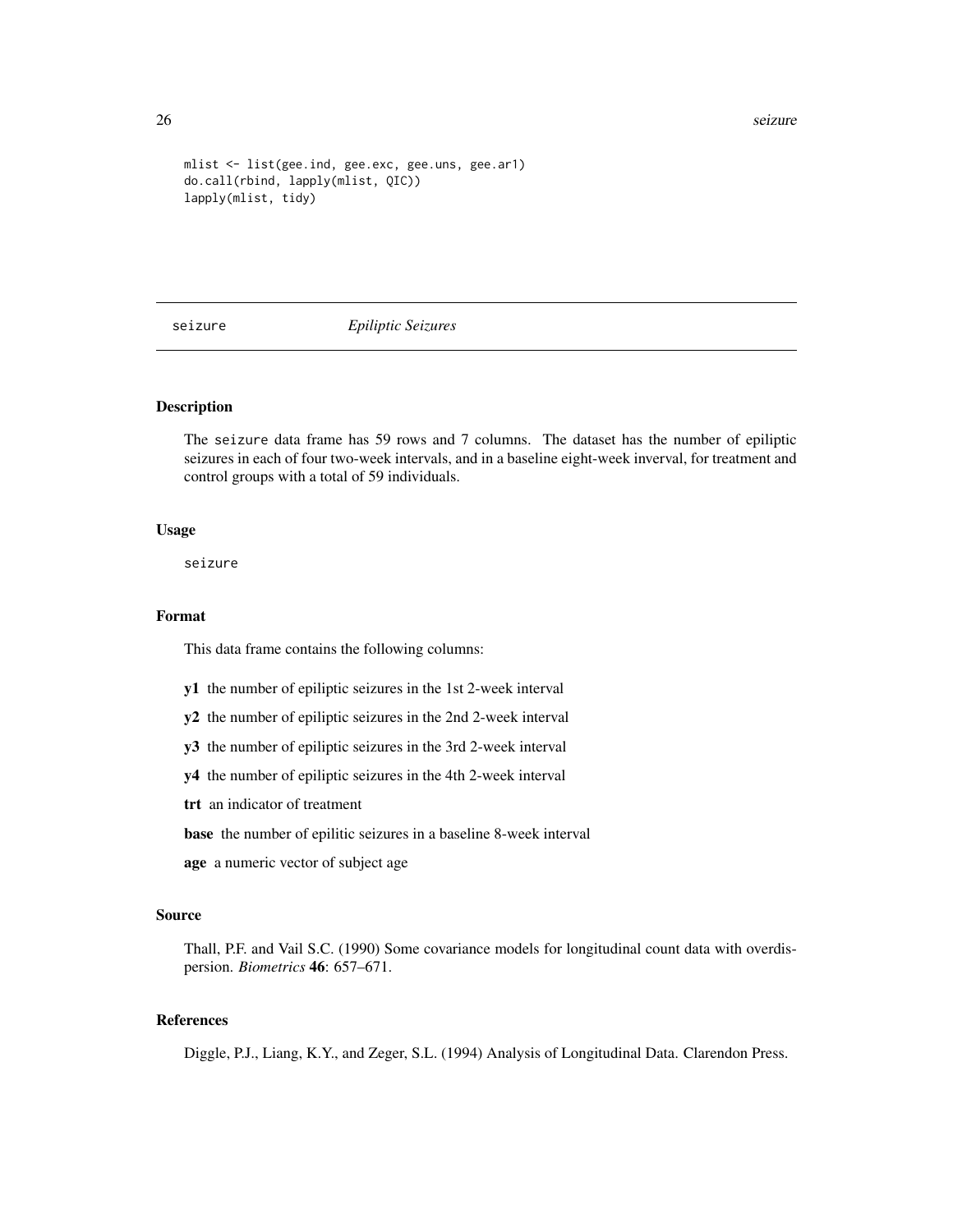```
mlist <- list(gee.ind, gee.exc, gee.uns, gee.ar1)
do.call(rbind, lapply(mlist, QIC))
lapply(mlist, tidy)
```

## seizure *Epiliptic Seizures*

### Description

The seizure data frame has 59 rows and 7 columns. The dataset has the number of epiliptic seizures in each of four two-week intervals, and in a baseline eight-week inverval, for treatment and control groups with a total of 59 individuals.

### Usage

```
seizure
```

### Format

This data frame contains the following columns:

**y1** the number of epiliptic seizures in the 1st 2-week interval

**y2** the number of epiliptic seizures in the 2nd 2-week interval

**y3** the number of epiliptic seizures in the 3rd 2-week interval

**y4** the number of epiliptic seizures in the 4th 2-week interval

**trt** an indicator of treatment

**base** the number of epilitic seizures in a baseline 8-week interval

**age** a numeric vector of subject age

### Source

Thall, P.F. and Vail S.C. (1990) Some covariance models for longitudinal count data with overdispersion. *Biometrics* **46**: 657–671.

### References

Diggle, P.J., Liang, K.Y., and Zeger, S.L. (1994) Analysis of Longitudinal Data. Clarendon Press.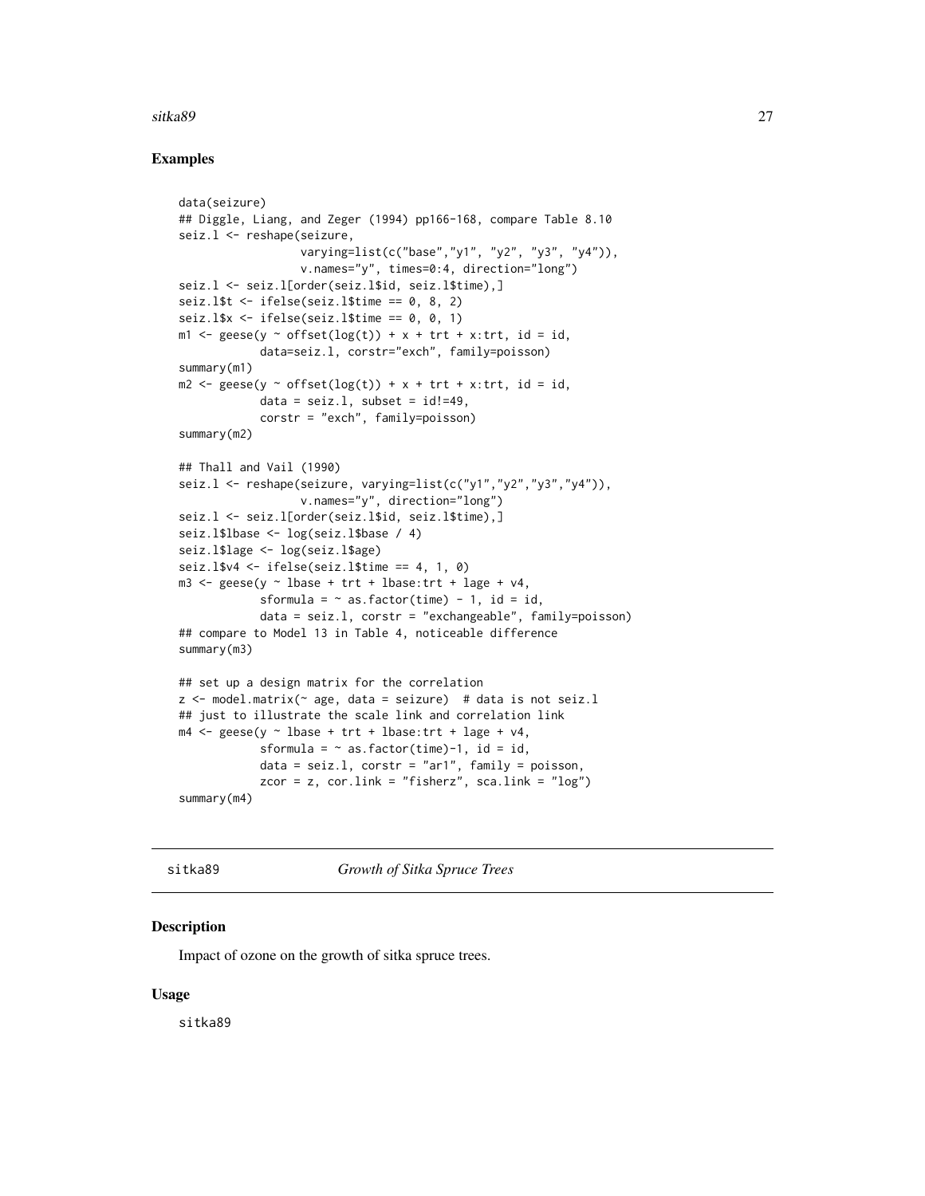### Examples

```
data(seizure)
## Diggle, Liang, and Zeger (1994) pp166-168, compare Table 8.10
seiz.l <- reshape(seizure,
                  varying=list(c("base","y1", "y2", "y3", "y4")),
                  v.names="y", times=0:4, direction="long")
seiz.l <- seiz.l[order(seiz.l$id, seiz.l$time),]
seiz.l$t <- ifelse(seiz.l$time == 0, 8, 2)
seiz.l$x <- ifelse(seiz.l$time == 0, 0, 1)
m1 <- geese(y ~ offset(log(t)) + x + trt + x:trt, id = id,
            data=seiz.l, corstr="exch", family=poisson)
summary(m1)
m2 <- geese(y ~ offset(log(t)) + x + trt + x:trt, id = id,
            data = seiz.l, subset = id!=49,
            corstr = "exch", family=poisson)
summary(m2)

## Thall and Vail (1990)
seiz.l <- reshape(seizure, varying=list(c("y1","y2","y3","y4")),
                  v.names="y", direction="long")
seiz.l <- seiz.l[order(seiz.l$id, seiz.l$time),]
seiz.l$lbase <- log(seiz.l$base / 4)
seiz.l$lage <- log(seiz.l$age)
seiz.l$v4 <- ifelse(seiz.l$time == 4, 1, 0)
m3 <- geese(y ~ lbase + trt + lbase:trt + lage + v4,
            sformula = ~ as.factor(time) - 1, id = id,
            data = seiz.l, corstr = "exchangeable", family=poisson)
## compare to Model 13 in Table 4, noticeable difference
summary(m3)

## set up a design matrix for the correlation
z <- model.matrix(~ age, data = seizure)  # data is not seiz.l
## just to illustrate the scale link and correlation link
m4 <- geese(y ~ lbase + trt + lbase:trt + lage + v4,
            sformula = ~ as.factor(time)-1, id = id,
            data = seiz.l, corstr = "ar1", family = poisson,
            zcor = z, cor.link = "fisherz", sca.link = "log")
summary(m4)
```

---

## sitka89 *Growth of Sitka Spruce Trees*

### Description

Impact of ozone on the growth of sitka spruce trees.

### Usage

sitka89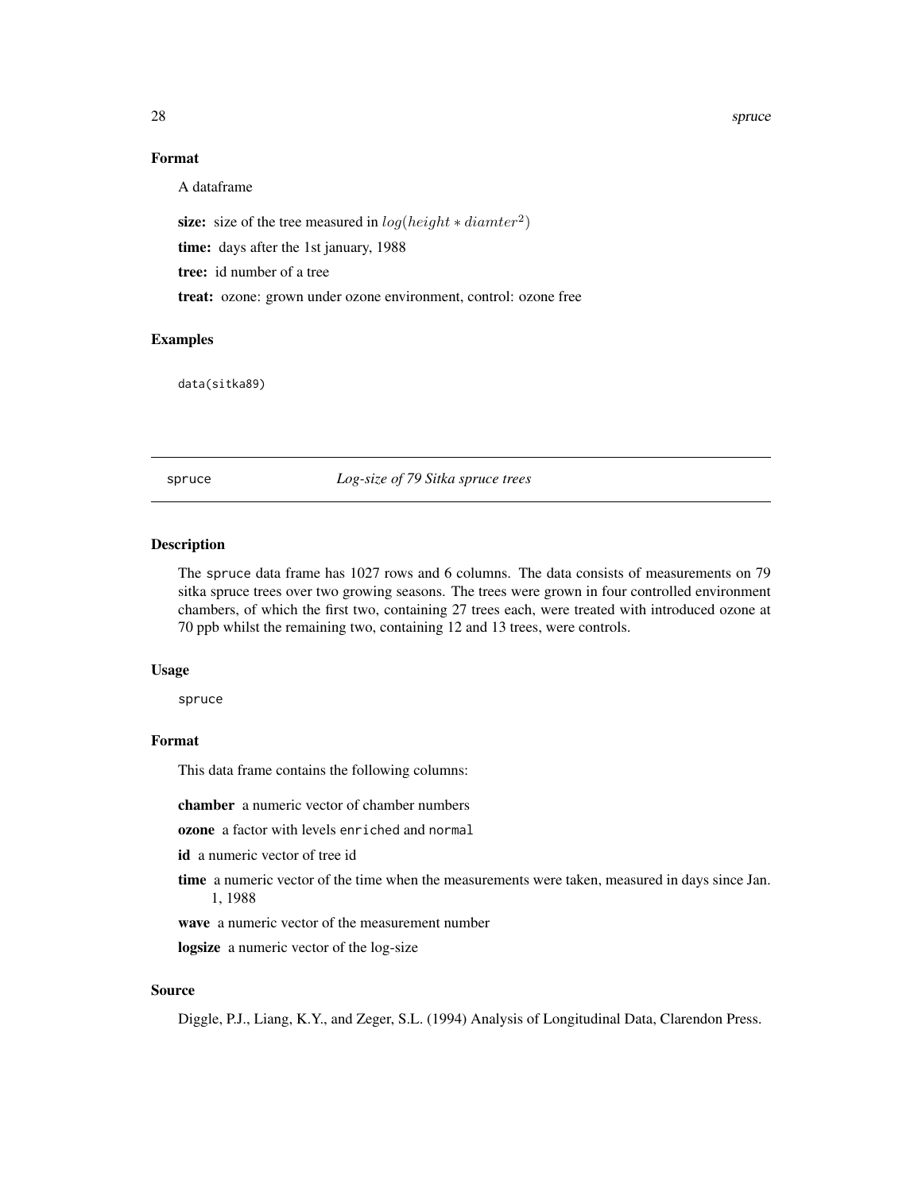### Format

A dataframe

**size:** size of the tree measured in $log(height * diamter^2)$

**time:** days after the 1st january, 1988

**tree:** id number of a tree

**treat:** ozone: grown under ozone environment, control: ozone free

### Examples

```
data(sitka89)
```

---

## spruce *Log-size of 79 Sitka spruce trees*

---

### Description

The spruce data frame has 1027 rows and 6 columns. The data consists of measurements on 79 sitka spruce trees over two growing seasons. The trees were grown in four controlled environment chambers, of which the first two, containing 27 trees each, were treated with introduced ozone at 70 ppb whilst the remaining two, containing 12 and 13 trees, were controls.

### Usage

```
spruce
```

### Format

This data frame contains the following columns:

**chamber** a numeric vector of chamber numbers

**ozone** a factor with levels enriched and normal

**id** a numeric vector of tree id

**time** a numeric vector of the time when the measurements were taken, measured in days since Jan. 1, 1988

**wave** a numeric vector of the measurement number

**logsize** a numeric vector of the log-size

### Source

Diggle, P.J., Liang, K.Y., and Zeger, S.L. (1994) Analysis of Longitudinal Data, Clarendon Press.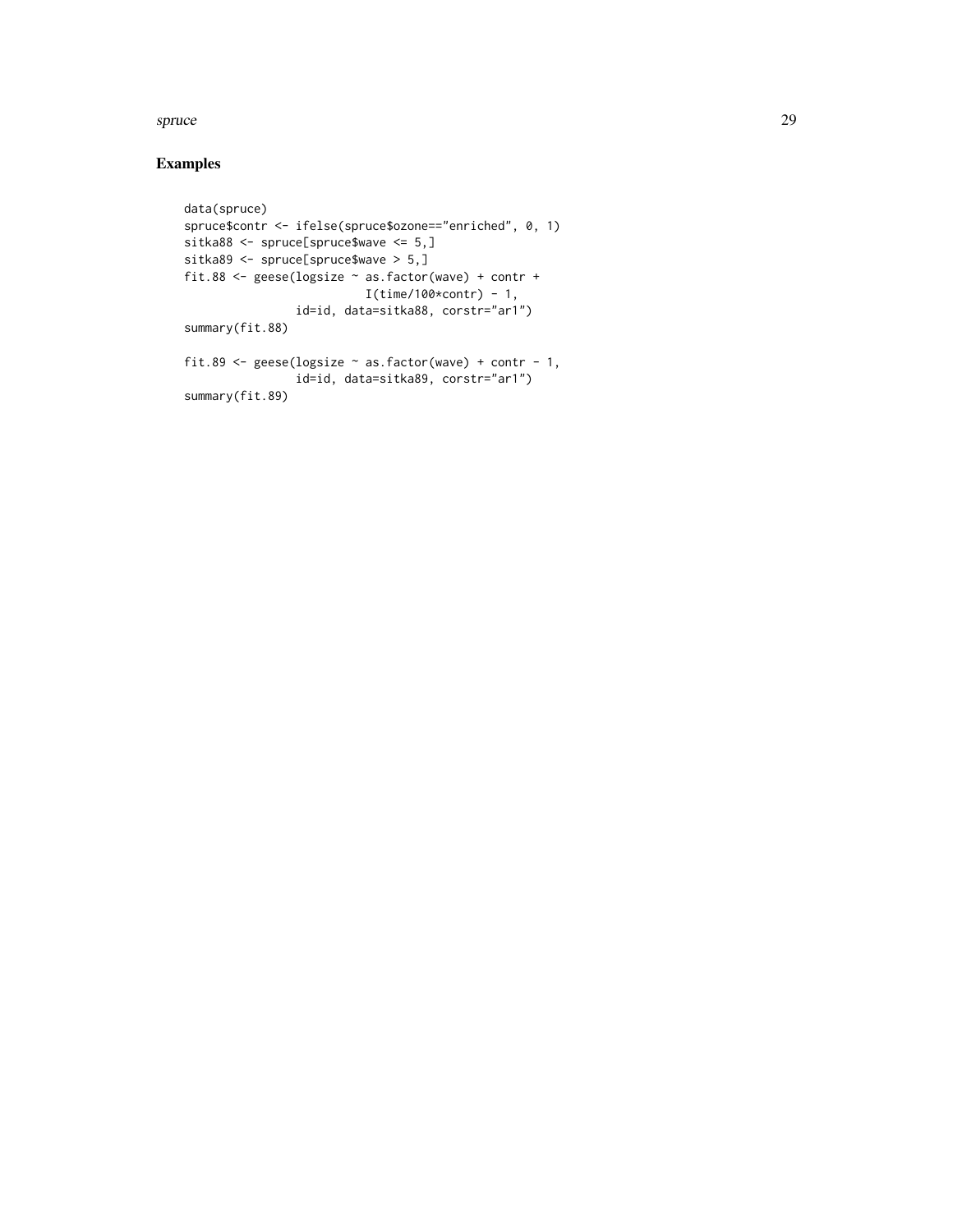## Examples

```
data(spruce)
spruce$contr <- ifelse(spruce$ozone=="enriched", 0, 1)
sitka88 <- spruce[spruce$wave <= 5,]
sitka89 <- spruce[spruce$wave > 5,]
fit.88 <- geese(logsize ~ as.factor(wave) + contr +
                          I(time/100*contr) - 1,
                id=id, data=sitka88, corstr="ar1")
summary(fit.88)

fit.89 <- geese(logsize ~ as.factor(wave) + contr - 1,
                id=id, data=sitka89, corstr="ar1")
summary(fit.89)
```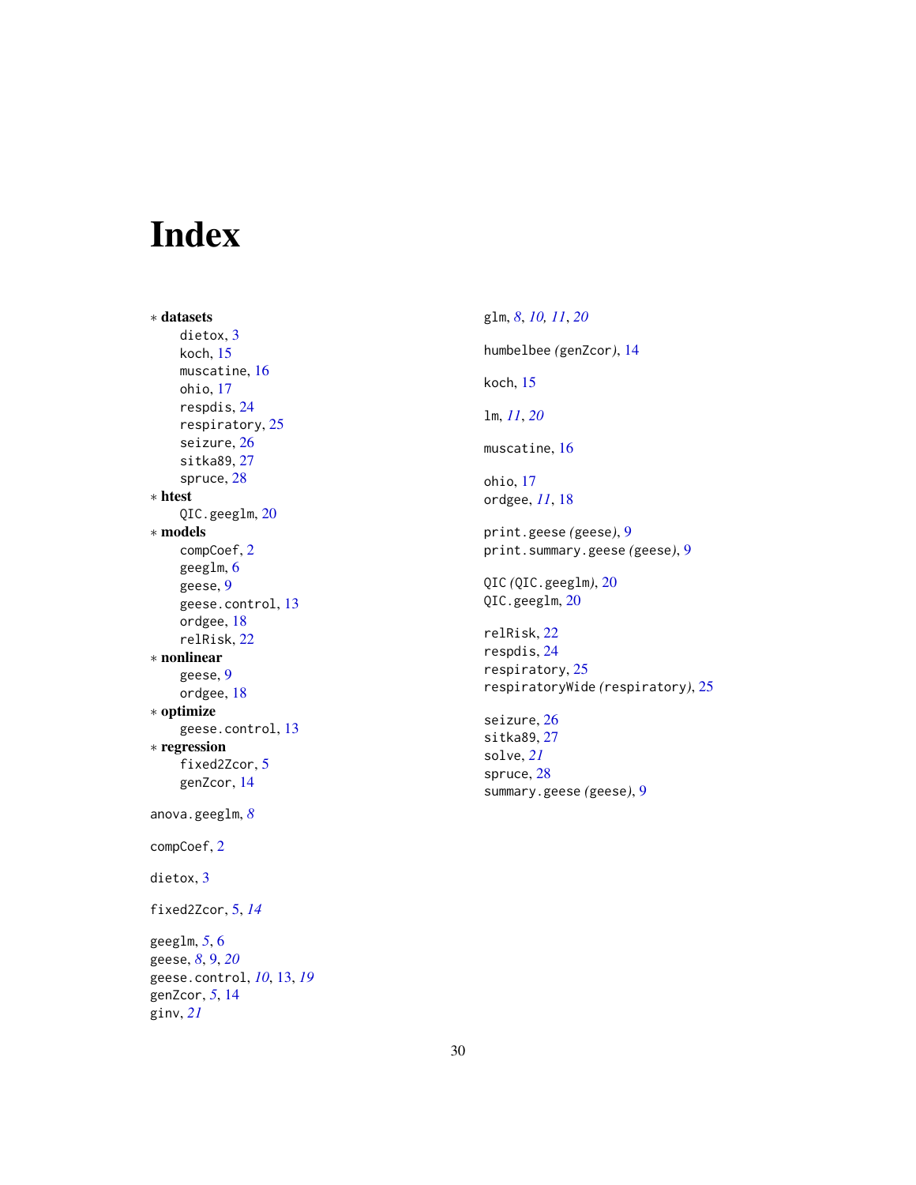# Index

* **datasets**
  - dietox, 3
  - koch, 15
  - muscatine, 16
  - ohio, 17
  - respdis, 24
  - respiratory, 25
  - seizure, 26
  - sitka89, 27
  - spruce, 28
* **htest**
  - QIC.geeglm, 20
* **models**
  - compCoef, 2
  - geeglm, 6
  - geese, 9
  - geese.control, 13
  - ordgee, 18
  - relRisk, 22
* **nonlinear**
  - geese, 9
  - ordgee, 18
* **optimize**
  - geese.control, 13
* **regression**
  - fixed2Zcor, 5
  - genZcor, 14

anova.geeglm, *8*

compCoef, 2

dietox, 3

fixed2Zcor, 5, *14*

geeglm, *5*, 6
geese, *8*, 9, *20*
geese.control, *10*, 13, *19*
genZcor, *5*, 14
ginv, *21*

glm, *8*, *10*, *11*, *20*

humbelbee *(genZcor)*, 14

koch, 15

lm, *11*, *20*

muscatine, 16

ohio, 17
ordgee, *11*, 18

print.geese *(geese)*, 9
print.summary.geese *(geese)*, 9

QIC *(QIC.geeglm)*, 20
QIC.geeglm, 20

relRisk, 22
respdis, 24
respiratory, 25
respiratoryWide *(respiratory)*, 25

seizure, 26
sitka89, 27
solve, *21*
spruce, 28
summary.geese *(geese)*, 9